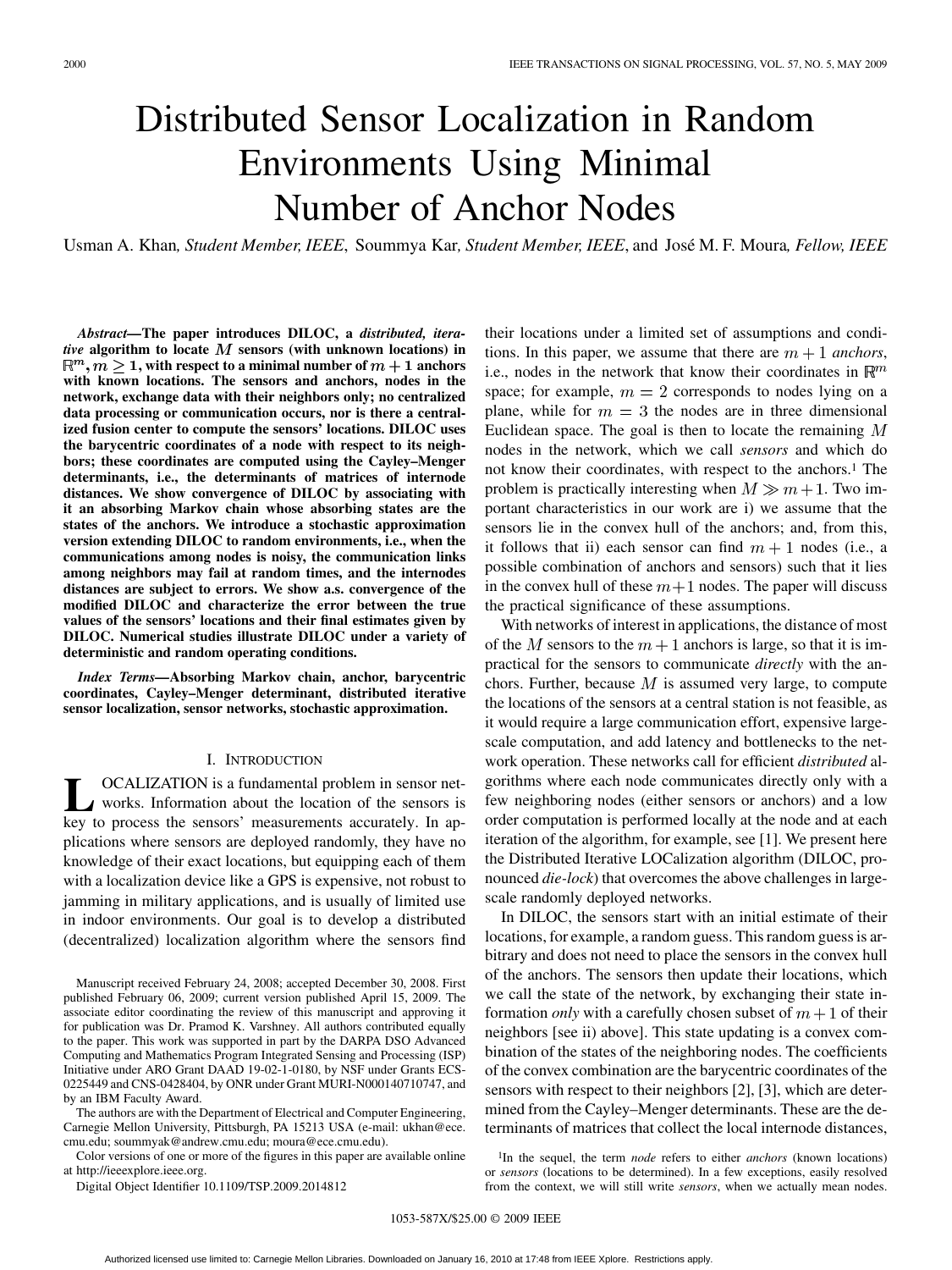# Distributed Sensor Localization in Random Environments Using Minimal Number of Anchor Nodes

Usman A. Khan, *Student Member, IEEE*, Soummya Kar, *Student Member, IEEE*, and José M. F. Moura, *Fellow, IEEE*

***Abstract*—The paper introduces DILOC, a *distributed, iterative* algorithm to locate $M$ sensors (with unknown locations) in $\mathbb{R}^m, m \geq 1$, with respect to a minimal number of $m+1$ anchors with known locations. The sensors and anchors, nodes in the network, exchange data with their neighbors only; no centralized data processing or communication occurs, nor is there a centralized fusion center to compute the sensors' locations. DILOC uses the barycentric coordinates of a node with respect to its neighbors; these coordinates are computed using the Cayley–Menger determinants, i.e., the determinants of matrices of internode distances. We show convergence of DILOC by associating with it an absorbing Markov chain whose absorbing states are the states of the anchors. We introduce a stochastic approximation version extending DILOC to random environments, i.e., when the communications among nodes is noisy, the communication links among neighbors may fail at random times, and the internodes distances are subject to errors. We show a.s. convergence of the modified DILOC and characterize the error between the true values of the sensors' locations and their final estimates given by DILOC. Numerical studies illustrate DILOC under a variety of deterministic and random operating conditions.**

***Index Terms*—Absorbing Markov chain, anchor, barycentric coordinates, Cayley–Menger determinant, distributed iterative sensor localization, sensor networks, stochastic approximation.**

## I. Introduction

LOCALIZATION is a fundamental problem in sensor networks. Information about the location of the sensors is key to process the sensors' measurements accurately. In applications where sensors are deployed randomly, they have no knowledge of their exact locations, but equipping each of them with a localization device like a GPS is expensive, not robust to jamming in military applications, and is usually of limited use in indoor environments. Our goal is to develop a distributed (decentralized) localization algorithm where the sensors find their locations under a limited set of assumptions and conditions. In this paper, we assume that there are $m+1$ *anchors*, i.e., nodes in the network that know their coordinates in $\mathbb{R}^m$ space; for example, $m = 2$ corresponds to nodes lying on a plane, while for $m = 3$ the nodes are in three dimensional Euclidean space. The goal is then to locate the remaining $M$ nodes in the network, which we call *sensors* and which do not know their coordinates, with respect to the anchors.[1] The problem is practically interesting when $M \gg m+1$. Two important characteristics in our work are i) we assume that the sensors lie in the convex hull of the anchors; and, from this, it follows that ii) each sensor can find $m+1$ nodes (i.e., a possible combination of anchors and sensors) such that it lies in the convex hull of these $m+1$ nodes. The paper will discuss the practical significance of these assumptions.

With networks of interest in applications, the distance of most of the $M$ sensors to the $m+1$ anchors is large, so that it is impractical for the sensors to communicate *directly* with the anchors. Further, because $M$ is assumed very large, to compute the locations of the sensors at a central station is not feasible, as it would require a large communication effort, expensive large-scale computation, and add latency and bottlenecks to the network operation. These networks call for efficient *distributed* algorithms where each node communicates directly only with a few neighboring nodes (either sensors or anchors) and a low order computation is performed locally at the node and at each iteration of the algorithm, for example, see [1]. We present here the Distributed Iterative LOCalization algorithm (DILOC, pronounced *die-lock*) that overcomes the above challenges in large-scale randomly deployed networks.

In DILOC, the sensors start with an initial estimate of their locations, for example, a random guess. This random guess is arbitrary and does not need to place the sensors in the convex hull of the anchors. The sensors then update their locations, which we call the state of the network, by exchanging their state information *only* with a carefully chosen subset of $m+1$ of their neighbors [see ii) above]. This state updating is a convex combination of the states of the neighboring nodes. The coefficients of the convex combination are the barycentric coordinates of the sensors with respect to their neighbors [2], [3], which are determined from the Cayley–Menger determinants. These are the determinants of matrices that collect the local internode distances,

---

Manuscript received February 24, 2008; accepted December 30, 2008. First published February 06, 2009; current version published April 15, 2009. The associate editor coordinating the review of this manuscript and approving it for publication was Dr. Pramod K. Varshney. All authors contributed equally to the paper. This work was supported in part by the DARPA DSO Advanced Computing and Mathematics Program Integrated Sensing and Processing (ISP) Initiative under ARO Grant DAAD 19-02-1-0180, by NSF under Grants ECS-0225449 and CNS-0428404, by ONR under Grant MURI-N000140710747, and by an IBM Faculty Award.

The authors are with the Department of Electrical and Computer Engineering, Carnegie Mellon University, Pittsburgh, PA 15213 USA (e-mail: ukhan@ece.cmu.edu; soummyak@andrew.cmu.edu; moura@ece.cmu.edu).

Color versions of one or more of the figures in this paper are available online at http://ieeexplore.ieee.org.

Digital Object Identifier 10.1109/TSP.2009.2014812

[1] In the sequel, the term *node* refers to either *anchors* (known locations) or *sensors* (locations to be determined). In a few exceptions, easily resolved from the context, we will still write *sensors*, when we actually mean nodes.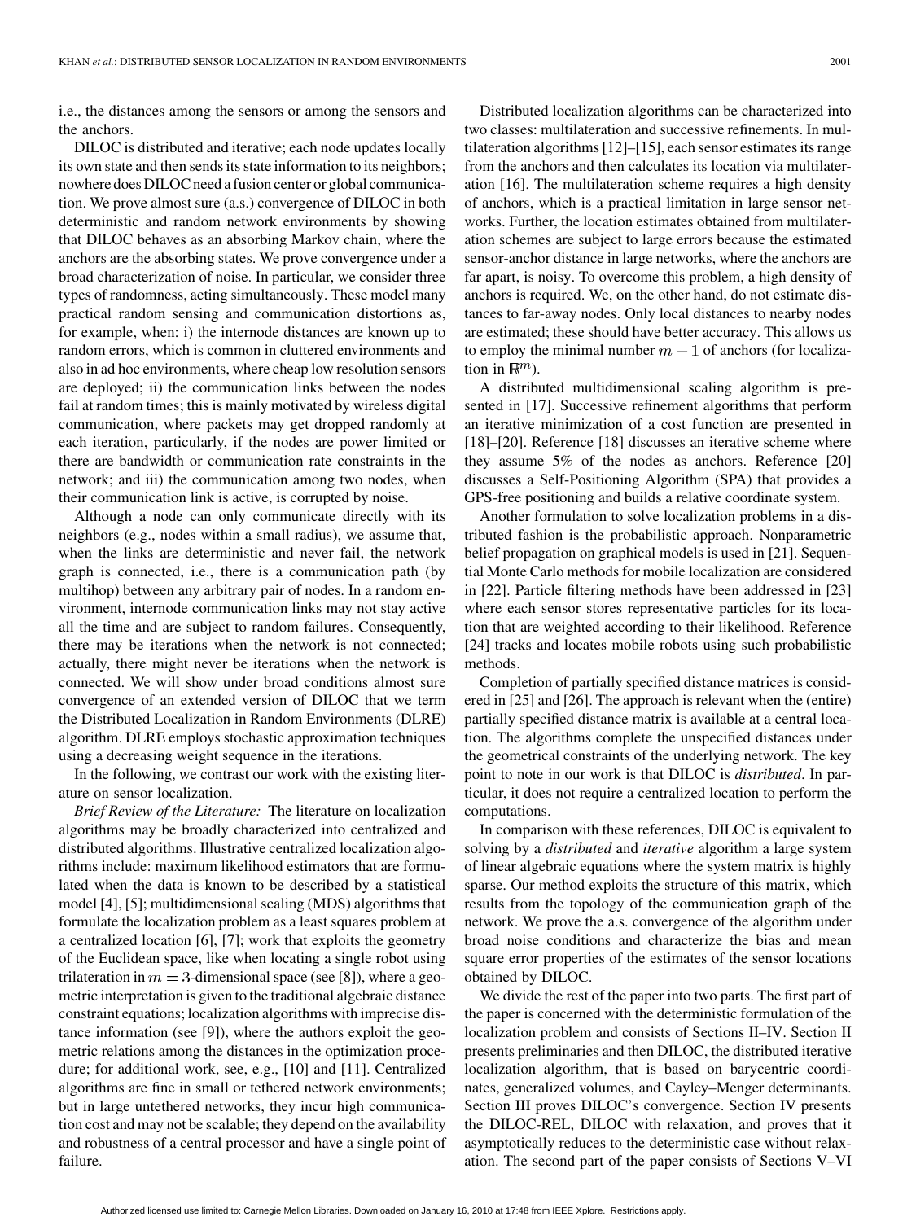i.e., the distances among the sensors or among the sensors and the anchors.

DILOC is distributed and iterative; each node updates locally its own state and then sends its state information to its neighbors; nowhere does DILOC need a fusion center or global communication. We prove almost sure (a.s.) convergence of DILOC in both deterministic and random network environments by showing that DILOC behaves as an absorbing Markov chain, where the anchors are the absorbing states. We prove convergence under a broad characterization of noise. In particular, we consider three types of randomness, acting simultaneously. These model many practical random sensing and communication distortions as, for example, when: i) the internode distances are known up to random errors, which is common in cluttered environments and also in ad hoc environments, where cheap low resolution sensors are deployed; ii) the communication links between the nodes fail at random times; this is mainly motivated by wireless digital communication, where packets may get dropped randomly at each iteration, particularly, if the nodes are power limited or there are bandwidth or communication rate constraints in the network; and iii) the communication among two nodes, when their communication link is active, is corrupted by noise.

Although a node can only communicate directly with its neighbors (e.g., nodes within a small radius), we assume that, when the links are deterministic and never fail, the network graph is connected, i.e., there is a communication path (by multihop) between any arbitrary pair of nodes. In a random environment, internode communication links may not stay active all the time and are subject to random failures. Consequently, there may be iterations when the network is not connected; actually, there might never be iterations when the network is connected. We will show under broad conditions almost sure convergence of an extended version of DILOC that we term the Distributed Localization in Random Environments (DLRE) algorithm. DLRE employs stochastic approximation techniques using a decreasing weight sequence in the iterations.

In the following, we contrast our work with the existing literature on sensor localization.

*Brief Review of the Literature:* The literature on localization algorithms may be broadly characterized into centralized and distributed algorithms. Illustrative centralized localization algorithms include: maximum likelihood estimators that are formulated when the data is known to be described by a statistical model [4], [5]; multidimensional scaling (MDS) algorithms that formulate the localization problem as a least squares problem at a centralized location [6], [7]; work that exploits the geometry of the Euclidean space, like when locating a single robot using trilateration in $m = 3$-dimensional space (see [8]), where a geometric interpretation is given to the traditional algebraic distance constraint equations; localization algorithms with imprecise distance information (see [9]), where the authors exploit the geometric relations among the distances in the optimization procedure; for additional work, see, e.g., [10] and [11]. Centralized algorithms are fine in small or tethered network environments; but in large untethered networks, they incur high communication cost and may not be scalable; they depend on the availability and robustness of a central processor and have a single point of failure.

Distributed localization algorithms can be characterized into two classes: multilateration and successive refinements. In multilateration algorithms [12]–[15], each sensor estimates its range from the anchors and then calculates its location via multilateration [16]. The multilateration scheme requires a high density of anchors, which is a practical limitation in large sensor networks. Further, the location estimates obtained from multilateration schemes are subject to large errors because the estimated sensor-anchor distance in large networks, where the anchors are far apart, is noisy. To overcome this problem, a high density of anchors is required. We, on the other hand, do not estimate distances to far-away nodes. Only local distances to nearby nodes are estimated; these should have better accuracy. This allows us to employ the minimal number $m+1$ of anchors (for localization in $\mathbb{R}^m$).

A distributed multidimensional scaling algorithm is presented in [17]. Successive refinement algorithms that perform an iterative minimization of a cost function are presented in [18]–[20]. Reference [18] discusses an iterative scheme where they assume 5% of the nodes as anchors. Reference [20] discusses a Self-Positioning Algorithm (SPA) that provides a GPS-free positioning and builds a relative coordinate system.

Another formulation to solve localization problems in a distributed fashion is the probabilistic approach. Nonparametric belief propagation on graphical models is used in [21]. Sequential Monte Carlo methods for mobile localization are considered in [22]. Particle filtering methods have been addressed in [23] where each sensor stores representative particles for its location that are weighted according to their likelihood. Reference [24] tracks and locates mobile robots using such probabilistic methods.

Completion of partially specified distance matrices is considered in [25] and [26]. The approach is relevant when the (entire) partially specified distance matrix is available at a central location. The algorithms complete the unspecified distances under the geometrical constraints of the underlying network. The key point to note in our work is that DILOC is *distributed*. In particular, it does not require a centralized location to perform the computations.

In comparison with these references, DILOC is equivalent to solving by a *distributed* and *iterative* algorithm a large system of linear algebraic equations where the system matrix is highly sparse. Our method exploits the structure of this matrix, which results from the topology of the communication graph of the network. We prove the a.s. convergence of the algorithm under broad noise conditions and characterize the bias and mean square error properties of the estimates of the sensor locations obtained by DILOC.

We divide the rest of the paper into two parts. The first part of the paper is concerned with the deterministic formulation of the localization problem and consists of Sections II–IV. Section II presents preliminaries and then DILOC, the distributed iterative localization algorithm, that is based on barycentric coordinates, generalized volumes, and Cayley–Menger determinants. Section III proves DILOC's convergence. Section IV presents the DILOC-REL, DILOC with relaxation, and proves that it asymptotically reduces to the deterministic case without relaxation. The second part of the paper consists of Sections V–VI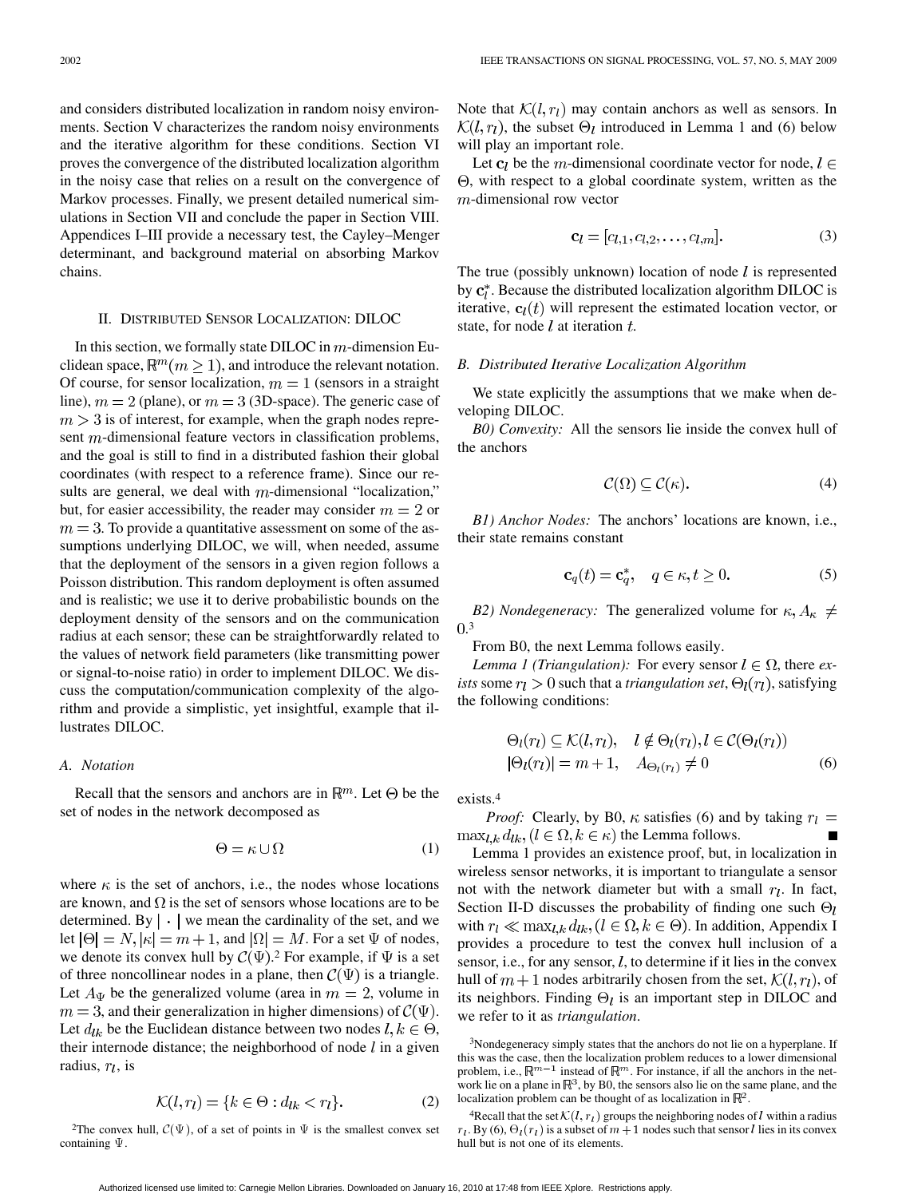and considers distributed localization in random noisy environments. Section V characterizes the random noisy environments and the iterative algorithm for these conditions. Section VI proves the convergence of the distributed localization algorithm in the noisy case that relies on a result on the convergence of Markov processes. Finally, we present detailed numerical simulations in Section VII and conclude the paper in Section VIII. Appendices I–III provide a necessary test, the Cayley–Menger determinant, and background material on absorbing Markov chains.

## II. Distributed Sensor Localization: DILOC

In this section, we formally state DILOC in $m$-dimension Euclidean space, $\mathbb{R}^m (m \geq 1)$, and introduce the relevant notation. Of course, for sensor localization, $m = 1$ (sensors in a straight line), $m = 2$ (plane), or $m = 3$ (3D-space). The generic case of $m > 3$ is of interest, for example, when the graph nodes represent $m$-dimensional feature vectors in classification problems, and the goal is still to find in a distributed fashion their global coordinates (with respect to a reference frame). Since our results are general, we deal with $m$-dimensional "localization," but, for easier accessibility, the reader may consider $m = 2$ or $m = 3$. To provide a quantitative assessment on some of the assumptions underlying DILOC, we will, when needed, assume that the deployment of the sensors in a given region follows a Poisson distribution. This random deployment is often assumed and is realistic; we use it to derive probabilistic bounds on the deployment density of the sensors and on the communication radius at each sensor; these can be straightforwardly related to the values of network field parameters (like transmitting power or signal-to-noise ratio) in order to implement DILOC. We discuss the computation/communication complexity of the algorithm and provide a simplistic, yet insightful, example that illustrates DILOC.

### A. Notation

Recall that the sensors and anchors are in $\mathbb{R}^m$. Let $\Theta$ be the set of nodes in the network decomposed as

$$\Theta = \kappa \cup \Omega \tag{1}$$

where $\kappa$ is the set of anchors, i.e., the nodes whose locations are known, and $\Omega$ is the set of sensors whose locations are to be determined. By $|\cdot|$ we mean the cardinality of the set, and we let $|\Theta| = N, |\kappa| = m+1$, and $|\Omega| = M$. For a set $\Psi$ of nodes, we denote its convex hull by $\mathcal{C}(\Psi)$.[2] For example, if $\Psi$ is a set of three noncollinear nodes in a plane, then $\mathcal{C}(\Psi)$ is a triangle. Let $A_\Psi$ be the generalized volume (area in $m = 2$, volume in $m = 3$, and their generalization in higher dimensions) of $\mathcal{C}(\Psi)$. Let $d_{lk}$ be the Euclidean distance between two nodes $l, k \in \Theta$, their internode distance; the neighborhood of node $l$ in a given radius, $r_l$, is

$$\mathcal{K}(l, r_l) = \{k \in \Theta : d_{lk} < r_l\}. \tag{2}$$

[2]The convex hull, $\mathcal{C}(\Psi)$, of a set of points in $\Psi$ is the smallest convex set containing $\Psi$.

Note that $\mathcal{K}(l, r_l)$ may contain anchors as well as sensors. In $\mathcal{K}(l, r_l)$, the subset $\Theta_l$ introduced in Lemma 1 and (6) below will play an important role.

Let $\mathbf{c}_l$ be the $m$-dimensional coordinate vector for node, $l \in \Theta$, with respect to a global coordinate system, written as the $m$-dimensional row vector

$$\mathbf{c}_l = [c_{l,1}, c_{l,2}, \ldots, c_{l,m}]. \tag{3}$$

The true (possibly unknown) location of node $l$ is represented by $\mathbf{c}_l^*$. Because the distributed localization algorithm DILOC is iterative, $\mathbf{c}_l(t)$ will represent the estimated location vector, or state, for node $l$ at iteration $t$.

### B. Distributed Iterative Localization Algorithm

We state explicitly the assumptions that we make when developing DILOC.

*B0) Convexity:* All the sensors lie inside the convex hull of the anchors

$$\mathcal{C}(\Omega) \subseteq \mathcal{C}(\kappa). \tag{4}$$

*B1) Anchor Nodes:* The anchors' locations are known, i.e., their state remains constant

$$\mathbf{c}_q(t) = \mathbf{c}_q^*, \quad q \in \kappa, t \geq 0. \tag{5}$$

*B2) Nondegeneracy:* The generalized volume for $\kappa, A_\kappa \neq 0$.[3]

From B0, the next Lemma follows easily.

*Lemma 1 (Triangulation):* For every sensor $l \in \Omega$, there *exists* some $r_l > 0$ such that a *triangulation set*, $\Theta_l(r_l)$, satisfying the following conditions:

$$\begin{aligned} &\Theta_l(r_l) \subseteq \mathcal{K}(l, r_l), \quad l \notin \Theta_l(r_l), l \in \mathcal{C}(\Theta_l(r_l)) \\ &|\Theta_l(r_l)| = m+1, \quad A_{\Theta_l(r_l)} \neq 0 \end{aligned} \tag{6}$$

exists.[4]

*Proof:* Clearly, by B0, $\kappa$ satisfies (6) and by taking $r_l = \max_{l,k} d_{lk}, (l \in \Omega, k \in \kappa)$ the Lemma follows. ■

Lemma 1 provides an existence proof, but, in localization in wireless sensor networks, it is important to triangulate a sensor not with the network diameter but with a small $r_l$. In fact, Section II-D discusses the probability of finding one such $\Theta_l$ with $r_l \ll \max_{l,k} d_{lk}, (l \in \Omega, k \in \Theta)$. In addition, Appendix I provides a procedure to test the convex hull inclusion of a sensor, i.e., for any sensor, $l$, to determine if it lies in the convex hull of $m+1$ nodes arbitrarily chosen from the set, $\mathcal{K}(l, r_l)$, of its neighbors. Finding $\Theta_l$ is an important step in DILOC and we refer to it as *triangulation*.

[3]Nondegeneracy simply states that the anchors do not lie on a hyperplane. If this was the case, then the localization problem reduces to a lower dimensional problem, i.e., $\mathbb{R}^{m-1}$ instead of $\mathbb{R}^m$. For instance, if all the anchors in the network lie on a plane in $\mathbb{R}^3$, by B0, the sensors also lie on the same plane, and the localization problem can be thought of as localization in $\mathbb{R}^2$.

[4]Recall that the set $\mathcal{K}(l, r_l)$ groups the neighboring nodes of $l$ within a radius $r_l$. By (6), $\Theta_l(r_l)$ is a subset of $m+1$ nodes such that sensor $l$ lies in its convex hull but is not one of its elements.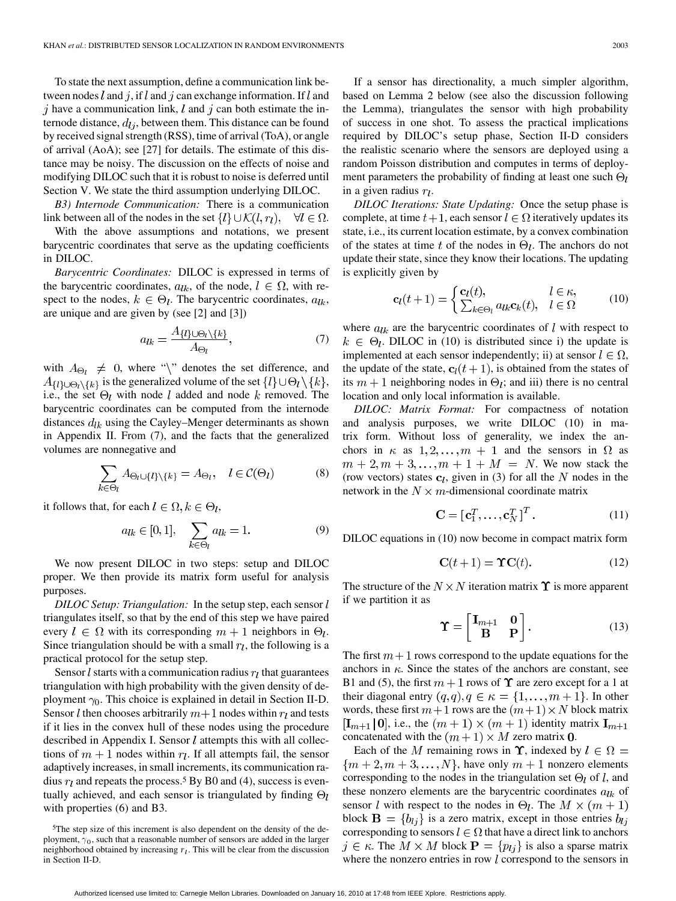To state the next assumption, define a communication link between nodes $l$ and $j$, if $l$ and $j$ can exchange information. If $l$ and $j$ have a communication link, $l$ and $j$ can both estimate the internode distance, $d_{lj}$, between them. This distance can be found by received signal strength (RSS), time of arrival (ToA), or angle of arrival (AoA); see [27] for details. The estimate of this distance may be noisy. The discussion on the effects of noise and modifying DILOC such that it is robust to noise is deferred until Section V. We state the third assumption underlying DILOC.

*B3) Internode Communication:* There is a communication link between all of the nodes in the set $\{l\} \cup \mathcal{K}(l, r_l), \quad \forall l \in \Omega$.

With the above assumptions and notations, we present barycentric coordinates that serve as the updating coefficients in DILOC.

*Barycentric Coordinates:* DILOC is expressed in terms of the barycentric coordinates, $a_{lk}$, of the node, $l \in \Omega$, with respect to the nodes, $k \in \Theta_l$. The barycentric coordinates, $a_{lk}$, are unique and are given by (see [2] and [3])

$$a_{lk} = \frac{A_{\{l\} \cup \Theta_l \setminus \{k\}}}{A_{\Theta_l}}, \tag{7}$$

with $A_{\Theta_l} \neq 0$, where "$\setminus$" denotes the set difference, and $A_{\{l\} \cup \Theta_l \setminus \{k\}}$ is the generalized volume of the set $\{l\} \cup \Theta_l \setminus \{k\}$, i.e., the set $\Theta_l$ with node $l$ added and node $k$ removed. The barycentric coordinates can be computed from the internode distances $d_{lk}$ using the Cayley–Menger determinants as shown in Appendix II. From (7), and the facts that the generalized volumes are nonnegative and

$$\sum_{k \in \Theta_l} A_{\Theta_l \cup \{l\} \setminus \{k\}} = A_{\Theta_l}, \quad l \in \mathcal{C}(\Theta_l) \tag{8}$$

it follows that, for each $l \in \Omega, k \in \Theta_l$,

$$a_{lk} \in [0, 1], \quad \sum_{k \in \Theta_l} a_{lk} = 1. \tag{9}$$

We now present DILOC in two steps: setup and DILOC proper. We then provide its matrix form useful for analysis purposes.

*DILOC Setup: Triangulation:* In the setup step, each sensor $l$ triangulates itself, so that by the end of this step we have paired every $l \in \Omega$ with its corresponding $m+1$ neighbors in $\Theta_l$. Since triangulation should be with a small $r_l$, the following is a practical protocol for the setup step.

Sensor $l$ starts with a communication radius $r_l$ that guarantees triangulation with high probability with the given density of deployment $\gamma_0$. This choice is explained in detail in Section II-D. Sensor $l$ then chooses arbitrarily $m+1$ nodes within $r_l$ and tests if it lies in the convex hull of these nodes using the procedure described in Appendix I. Sensor $l$ attempts this with all collections of $m+1$ nodes within $r_l$. If all attempts fail, the sensor adaptively increases, in small increments, its communication radius $r_l$ and repeats the process.[5] By B0 and (4), success is eventually achieved, and each sensor is triangulated by finding $\Theta_l$ with properties (6) and B3.

If a sensor has directionality, a much simpler algorithm, based on Lemma 2 below (see also the discussion following the Lemma), triangulates the sensor with high probability of success in one shot. To assess the practical implications required by DILOC's setup phase, Section II-D considers the realistic scenario where the sensors are deployed using a random Poisson distribution and computes in terms of deployment parameters the probability of finding at least one such $\Theta_l$ in a given radius $r_l$.

*DILOC Iterations: State Updating:* Once the setup phase is complete, at time $t+1$, each sensor $l \in \Omega$ iteratively updates its state, i.e., its current location estimate, by a convex combination of the states at time $t$ of the nodes in $\Theta_l$. The anchors do not update their state, since they know their locations. The updating is explicitly given by

$$\mathbf{c}_l(t+1) = \begin{cases} \mathbf{c}_l(t), & l \in \kappa, \\ \sum_{k \in \Theta_l} a_{lk} \mathbf{c}_k(t), & l \in \Omega \end{cases} \tag{10}$$

where $a_{lk}$ are the barycentric coordinates of $l$ with respect to $k \in \Theta_l$. DILOC in (10) is distributed since i) the update is implemented at each sensor independently; ii) at sensor $l \in \Omega$, the update of the state, $\mathbf{c}_l(t+1)$, is obtained from the states of its $m+1$ neighboring nodes in $\Theta_l$; and iii) there is no central location and only local information is available.

*DILOC: Matrix Format:* For compactness of notation and analysis purposes, we write DILOC (10) in matrix form. Without loss of generality, we index the anchors in $\kappa$ as $1, 2, \ldots, m+1$ and the sensors in $\Omega$ as $m+2, m+3, \ldots, m+1+M = N$. We now stack the (row vectors) states $\mathbf{c}_l$, given in (3) for all the $N$ nodes in the network in the $N \times m$-dimensional coordinate matrix

$$\mathbf{C} = [\mathbf{c}_1^T, \ldots, \mathbf{c}_N^T]^T. \tag{11}$$

DILOC equations in (10) now become in compact matrix form

$$\mathbf{C}(t+1) = \mathbf{\Upsilon} \mathbf{C}(t). \tag{12}$$

The structure of the $N \times N$ iteration matrix $\mathbf{\Upsilon}$ is more apparent if we partition it as

$$\mathbf{\Upsilon} = \begin{bmatrix} \mathbf{I}_{m+1} & \mathbf{0} \\ \mathbf{B} & \mathbf{P} \end{bmatrix}. \tag{13}$$

The first $m+1$ rows correspond to the update equations for the anchors in $\kappa$. Since the states of the anchors are constant, see B1 and (5), the first $m+1$ rows of $\mathbf{\Upsilon}$ are zero except for a 1 at their diagonal entry $(q, q), q \in \kappa = \{1, \ldots, m+1\}$. In other words, these first $m+1$ rows are the $(m+1) \times N$ block matrix $[\mathbf{I}_{m+1} | \mathbf{0}]$, i.e., the $(m+1) \times (m+1)$ identity matrix $\mathbf{I}_{m+1}$ concatenated with the $(m+1) \times M$ zero matrix $\mathbf{0}$.

Each of the $M$ remaining rows in $\mathbf{\Upsilon}$, indexed by $l \in \Omega = \{m+2, m+3, \ldots, N\}$, have only $m+1$ nonzero elements corresponding to the nodes in the triangulation set $\Theta_l$ of $l$, and these nonzero elements are the barycentric coordinates $a_{lk}$ of sensor $l$ with respect to the nodes in $\Theta_l$. The $M \times (m+1)$ block $\mathbf{B} = \{b_{lj}\}$ is a zero matrix, except in those entries $b_{lj}$ corresponding to sensors $l \in \Omega$ that have a direct link to anchors $j \in \kappa$. The $M \times M$ block $\mathbf{P} = \{p_{lj}\}$ is also a sparse matrix where the nonzero entries in row $l$ correspond to the sensors in

[5]The step size of this increment is also dependent on the density of the deployment, $\gamma_0$, such that a reasonable number of sensors are added in the larger neighborhood obtained by increasing $r_l$. This will be clear from the discussion in Section II-D.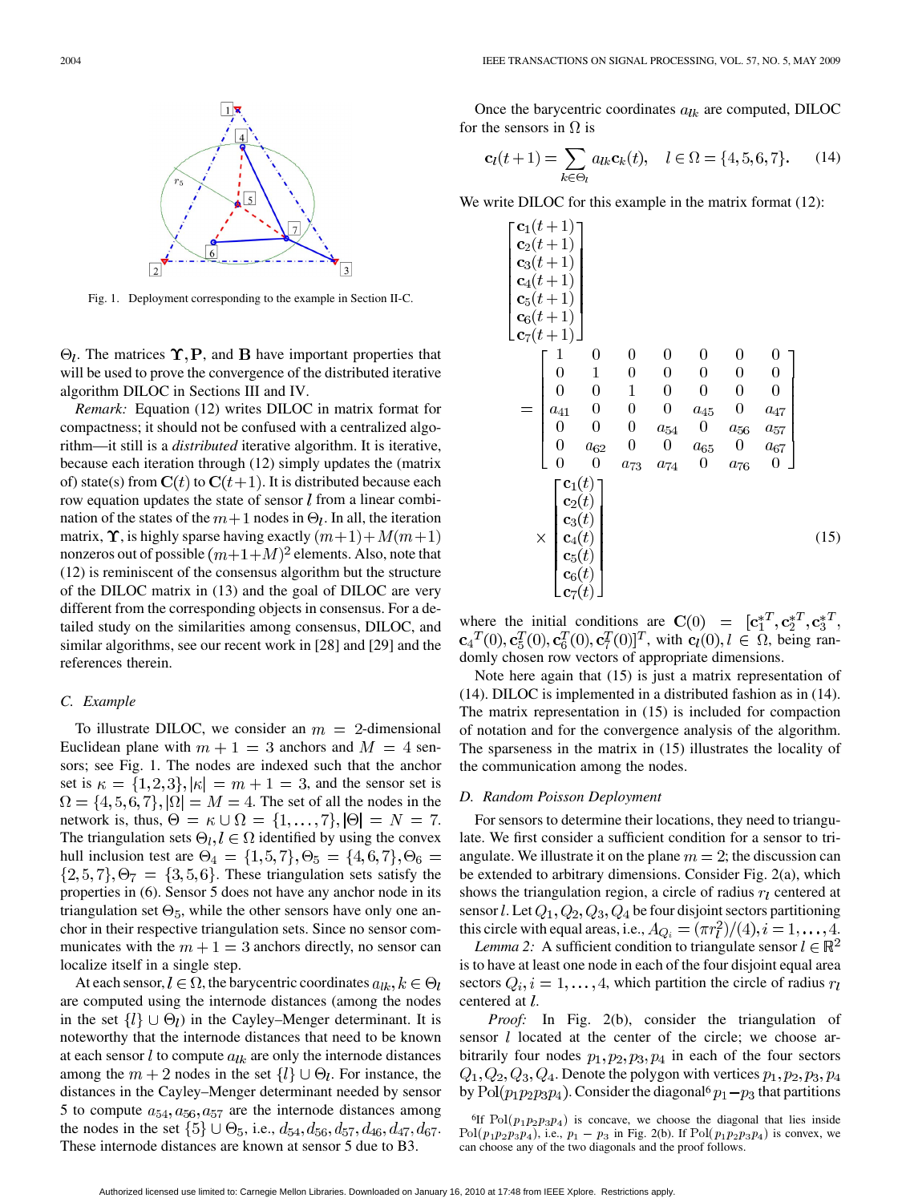Fig. 1. Deployment corresponding to the example in Section II-C.

$\Theta_l$. The matrices $\Upsilon, \mathbf{P}$, and $\mathbf{B}$ have important properties that will be used to prove the convergence of the distributed iterative algorithm DILOC in Sections III and IV.

*Remark:* Equation (12) writes DILOC in matrix format for compactness; it should not be confused with a centralized algorithm—it still is a *distributed* iterative algorithm. It is iterative, because each iteration through (12) simply updates the (matrix of) state(s) from $\mathbf{C}(t)$ to $\mathbf{C}(t+1)$. It is distributed because each row equation updates the state of sensor $l$ from a linear combination of the states of the $m+1$ nodes in $\Theta_l$. In all, the iteration matrix, $\Upsilon$, is highly sparse having exactly $(m+1)+M(m+1)$ nonzeros out of possible $(m+1+M)^2$ elements. Also, note that (12) is reminiscent of the consensus algorithm but the structure of the DILOC matrix in (13) and the goal of DILOC are very different from the corresponding objects in consensus. For a detailed study on the similarities among consensus, DILOC, and similar algorithms, see our recent work in [28] and [29] and the references therein.

### C. Example

To illustrate DILOC, we consider an $m = 2$-dimensional Euclidean plane with $m+1 = 3$ anchors and $M = 4$ sensors; see Fig. 1. The nodes are indexed such that the anchor set is $\kappa = \{1,2,3\}, |\kappa| = m+1 = 3$, and the sensor set is $\Omega = \{4,5,6,7\}, |\Omega| = M = 4$. The set of all the nodes in the network is, thus, $\Theta = \kappa \cup \Omega = \{1,\ldots,7\}, |\Theta| = N = 7$. The triangulation sets $\Theta_l, l \in \Omega$ identified by using the convex hull inclusion test are $\Theta_4 = \{1,5,7\}, \Theta_5 = \{4,6,7\}, \Theta_6 = \{2,5,7\}, \Theta_7 = \{3,5,6\}$. These triangulation sets satisfy the properties in (6). Sensor 5 does not have any anchor node in its triangulation set $\Theta_5$, while the other sensors have only one anchor in their respective triangulation sets. Since no sensor communicates with the $m+1 = 3$ anchors directly, no sensor can localize itself in a single step.

At each sensor, $l \in \Omega$, the barycentric coordinates $a_{lk}, k \in \Theta_l$ are computed using the internode distances (among the nodes in the set $\{l\} \cup \Theta_l$) in the Cayley–Menger determinant. It is noteworthy that the internode distances that need to be known at each sensor $l$ to compute $a_{lk}$ are only the internode distances among the $m+2$ nodes in the set $\{l\} \cup \Theta_l$. For instance, the distances in the Cayley–Menger determinant needed by sensor 5 to compute $a_{54}, a_{56}, a_{57}$ are the internode distances among the nodes in the set $\{5\} \cup \Theta_5$, i.e., $d_{54}, d_{56}, d_{57}, d_{46}, d_{47}, d_{67}$. These internode distances are known at sensor 5 due to B3.

Once the barycentric coordinates $a_{lk}$ are computed, DILOC for the sensors in $\Omega$ is

$$\mathbf{c}_l(t+1) = \sum_{k \in \Theta_l} a_{lk}\mathbf{c}_k(t), \quad l \in \Omega = \{4,5,6,7\}. \tag{14}$$

We write DILOC for this example in the matrix format (12):

$$\begin{bmatrix} \mathbf{c}_1(t+1) \\ \mathbf{c}_2(t+1) \\ \mathbf{c}_3(t+1) \\ \mathbf{c}_4(t+1) \\ \mathbf{c}_5(t+1) \\ \mathbf{c}_6(t+1) \\ \mathbf{c}_7(t+1) \end{bmatrix} = \begin{bmatrix} 1 & 0 & 0 & 0 & 0 & 0 & 0 \\ 0 & 1 & 0 & 0 & 0 & 0 & 0 \\ 0 & 0 & 1 & 0 & 0 & 0 & 0 \\ a_{41} & 0 & 0 & 0 & a_{45} & 0 & a_{47} \\ 0 & 0 & 0 & a_{54} & 0 & a_{56} & a_{57} \\ 0 & a_{62} & 0 & 0 & a_{65} & 0 & a_{67} \\ 0 & 0 & a_{73} & a_{74} & 0 & a_{76} & 0 \end{bmatrix} \times \begin{bmatrix} \mathbf{c}_1(t) \\ \mathbf{c}_2(t) \\ \mathbf{c}_3(t) \\ \mathbf{c}_4(t) \\ \mathbf{c}_5(t) \\ \mathbf{c}_6(t) \\ \mathbf{c}_7(t) \end{bmatrix} \tag{15}$$

where the initial conditions are $\mathbf{C}(0) = [\mathbf{c}_1^{*T}, \mathbf{c}_2^{*T}, \mathbf{c}_3^{*T}, \mathbf{c}_4{}^T(0), \mathbf{c}_5^T(0), \mathbf{c}_6^T(0), \mathbf{c}_7^T(0)]^T$, with $\mathbf{c}_l(0), l \in \Omega$, being randomly chosen row vectors of appropriate dimensions.

Note here again that (15) is just a matrix representation of (14). DILOC is implemented in a distributed fashion as in (14). The matrix representation in (15) is included for compaction of notation and for the convergence analysis of the algorithm. The sparseness in the matrix in (15) illustrates the locality of the communication among the nodes.

### D. Random Poisson Deployment

For sensors to determine their locations, they need to triangulate. We first consider a sufficient condition for a sensor to triangulate. We illustrate it on the plane $m = 2$; the discussion can be extended to arbitrary dimensions. Consider Fig. 2(a), which shows the triangulation region, a circle of radius $r_l$ centered at sensor $l$. Let $Q_1, Q_2, Q_3, Q_4$ be four disjoint sectors partitioning this circle with equal areas, i.e., $A_{Q_i} = (\pi r_l^2)/(4), i = 1,\ldots,4$.

*Lemma 2:* A sufficient condition to triangulate sensor $l \in \mathbb{R}^2$ is to have at least one node in each of the four disjoint equal area sectors $Q_i, i = 1,\ldots,4$, which partition the circle of radius $r_l$ centered at $l$.

*Proof:* In Fig. 2(b), consider the triangulation of sensor $l$ located at the center of the circle; we choose arbitrarily four nodes $p_1, p_2, p_3, p_4$ in each of the four sectors $Q_1, Q_2, Q_3, Q_4$. Denote the polygon with vertices $p_1, p_2, p_3, p_4$ by $\mathrm{Pol}(p_1p_2p_3p_4)$. Consider the diagonal[6] $p_1 - p_3$ that partitions

[6]If $\mathrm{Pol}(p_1p_2p_3p_4)$ is concave, we choose the diagonal that lies inside $\mathrm{Pol}(p_1p_2p_3p_4)$, i.e., $p_1 - p_3$ in Fig. 2(b). If $\mathrm{Pol}(p_1p_2p_3p_4)$ is convex, we can choose any of the two diagonals and the proof follows.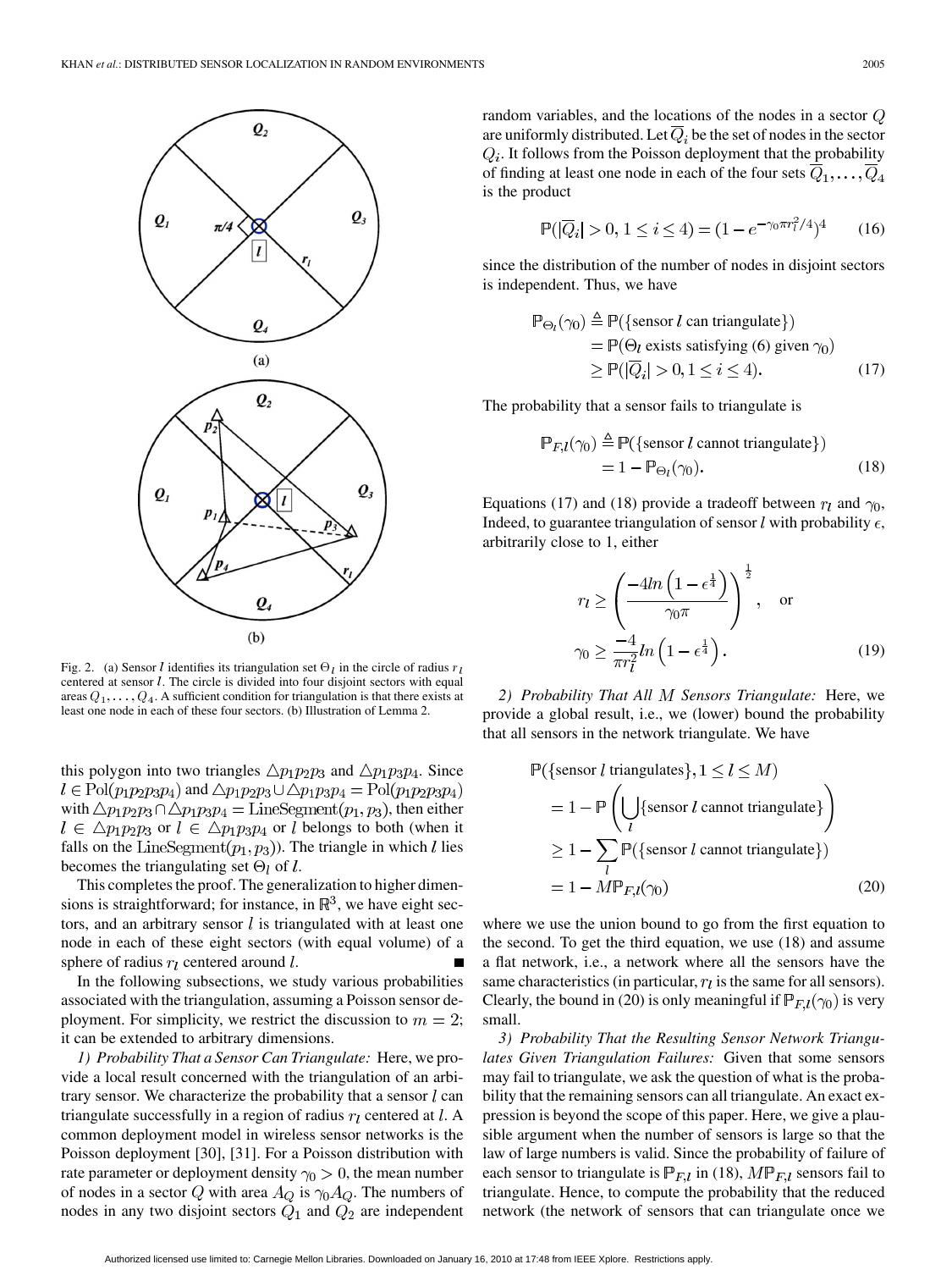Fig. 2. (a) Sensor $l$ identifies its triangulation set $\Theta_l$ in the circle of radius $r_l$ centered at sensor $l$. The circle is divided into four disjoint sectors with equal areas $Q_1, \ldots, Q_4$. A sufficient condition for triangulation is that there exists at least one node in each of these four sectors. (b) Illustration of Lemma 2.

this polygon into two triangles $\triangle p_1p_2p_3$ and $\triangle p_1p_3p_4$. Since $l \in \text{Pol}(p_1p_2p_3p_4)$ and $\triangle p_1p_2p_3 \cup \triangle p_1p_3p_4 = \text{Pol}(p_1p_2p_3p_4)$ with $\triangle p_1p_2p_3 \cap \triangle p_1p_3p_4 = \text{LineSegment}(p_1, p_3)$, then either $l \in \triangle p_1p_2p_3$ or $l \in \triangle p_1p_3p_4$ or $l$ belongs to both (when it falls on the $\text{LineSegment}(p_1, p_3)$). The triangle in which $l$ lies becomes the triangulating set $\Theta_l$ of $l$.

This completes the proof. The generalization to higher dimensions is straightforward; for instance, in $\mathbb{R}^3$, we have eight sectors, and an arbitrary sensor $l$ is triangulated with at least one node in each of these eight sectors (with equal volume) of a sphere of radius $r_l$ centered around $l$. ∎

In the following subsections, we study various probabilities associated with the triangulation, assuming a Poisson sensor deployment. For simplicity, we restrict the discussion to $m = 2$; it can be extended to arbitrary dimensions.

*1) Probability That a Sensor Can Triangulate:* Here, we provide a local result concerned with the triangulation of an arbitrary sensor. We characterize the probability that a sensor $l$ can triangulate successfully in a region of radius $r_l$ centered at $l$. A common deployment model in wireless sensor networks is the Poisson deployment [30], [31]. For a Poisson distribution with rate parameter or deployment density $\gamma_0 > 0$, the mean number of nodes in a sector $Q$ with area $A_Q$ is $\gamma_0 A_Q$. The numbers of nodes in any two disjoint sectors $Q_1$ and $Q_2$ are independent random variables, and the locations of the nodes in a sector $Q$ are uniformly distributed. Let $\overline{Q}_i$ be the set of nodes in the sector $Q_i$. It follows from the Poisson deployment that the probability of finding at least one node in each of the four sets $\overline{Q}_1, \ldots, \overline{Q}_4$ is the product

$$\mathbb{P}(|\overline{Q}_i| > 0, 1 \leq i \leq 4) = (1 - e^{-\gamma_0 \pi r_l^2/4})^4 \tag{16}$$

since the distribution of the number of nodes in disjoint sectors is independent. Thus, we have

$$\begin{aligned}\mathbb{P}_{\Theta_l}(\gamma_0) &\triangleq \mathbb{P}(\{\text{sensor } l \text{ can triangulate}\}) \\ &= \mathbb{P}(\Theta_l \text{ exists satisfying (6) given } \gamma_0) \\ &\geq \mathbb{P}(|\overline{Q}_i| > 0, 1 \leq i \leq 4).\end{aligned} \tag{17}$$

The probability that a sensor fails to triangulate is

$$\begin{aligned}\mathbb{P}_{F,l}(\gamma_0) &\triangleq \mathbb{P}(\{\text{sensor } l \text{ cannot triangulate}\}) \\ &= 1 - \mathbb{P}_{\Theta_l}(\gamma_0).\end{aligned} \tag{18}$$

Equations (17) and (18) provide a tradeoff between $r_l$ and $\gamma_0$. Indeed, to guarantee triangulation of sensor $l$ with probability $\epsilon$, arbitrarily close to 1, either

$$\begin{aligned} r_l &\geq \left( \frac{-4 ln\left(1 - \epsilon^{\frac{1}{4}}\right)}{\gamma_0 \pi} \right)^{\frac{1}{2}}, \quad \text{or} \\ \gamma_0 &\geq \frac{-4}{\pi r_l^2} ln\left(1 - \epsilon^{\frac{1}{4}}\right). \end{aligned} \tag{19}$$

*2) Probability That All $M$ Sensors Triangulate:* Here, we provide a global result, i.e., we (lower) bound the probability that all sensors in the network triangulate. We have

$$\begin{aligned}\mathbb{P}(\{\text{sensor } l \text{ triangulates}\}, 1 \leq l \leq M) &= 1 - \mathbb{P}\left(\bigcup_l \{\text{sensor } l \text{ cannot triangulate}\}\right) \\ &\geq 1 - \sum_l \mathbb{P}(\{\text{sensor } l \text{ cannot triangulate}\}) \\ &= 1 - M\mathbb{P}_{F,l}(\gamma_0)\end{aligned} \tag{20}$$

where we use the union bound to go from the first equation to the second. To get the third equation, we use (18) and assume a flat network, i.e., a network where all the sensors have the same characteristics (in particular, $r_l$ is the same for all sensors). Clearly, the bound in (20) is only meaningful if $\mathbb{P}_{F,l}(\gamma_0)$ is very small.

*3) Probability That the Resulting Sensor Network Triangulates Given Triangulation Failures:* Given that some sensors may fail to triangulate, we ask the question of what is the probability that the remaining sensors can all triangulate. An exact expression is beyond the scope of this paper. Here, we give a plausible argument when the number of sensors is large so that the law of large numbers is valid. Since the probability of failure of each sensor to triangulate is $\mathbb{P}_{F,l}$ in (18), $M\mathbb{P}_{F,l}$ sensors fail to triangulate. Hence, to compute the probability that the reduced network (the network of sensors that can triangulate once we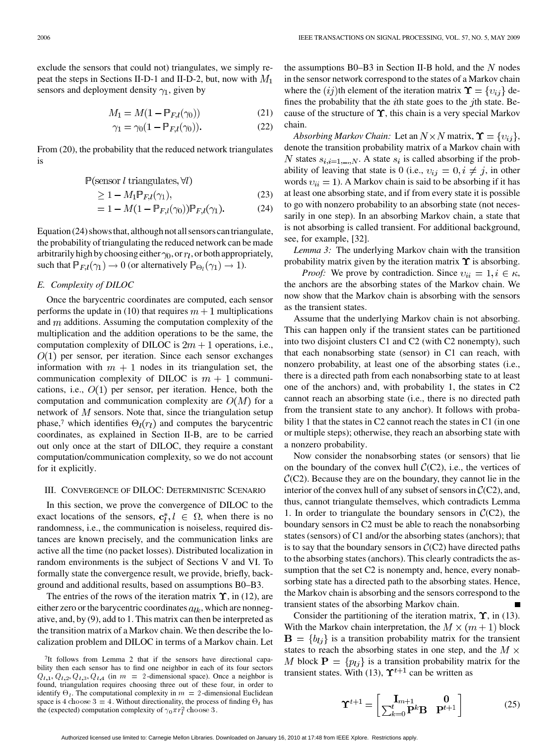exclude the sensors that could not) triangulates, we simply repeat the steps in Sections II-D-1 and II-D-2, but, now with $M_1$ sensors and deployment density $\gamma_1$, given by

$$M_1 = M(1 - \mathbb{P}_{F,l}(\gamma_0)) \tag{21}$$

$$\gamma_1 = \gamma_0(1 - \mathbb{P}_{F,l}(\gamma_0)). \tag{22}$$

From (20), the probability that the reduced network triangulates is

$$\mathbb{P}(\text{sensor } l \text{ triangulates}, \forall l) \geq 1 - M_1 \mathbb{P}_{F,l}(\gamma_1), \tag{23}$$

$$= 1 - M(1 - \mathbb{P}_{F,l}(\gamma_0))\mathbb{P}_{F,l}(\gamma_1). \tag{24}$$

Equation (24) shows that, although not all sensors can triangulate, the probability of triangulating the reduced network can be made arbitrarily high by choosing either $\gamma_0$, or $r_l$, or both appropriately, such that $\mathbb{P}_{F,l}(\gamma_1) \to 0$ (or alternatively $\mathbb{P}_{\Theta_l}(\gamma_1) \to 1$).

### E. Complexity of DILOC

Once the barycentric coordinates are computed, each sensor performs the update in (10) that requires $m+1$ multiplications and $m$ additions. Assuming the computation complexity of the multiplication and the addition operations to be the same, the computation complexity of DILOC is $2m+1$ operations, i.e., $O(1)$ per sensor, per iteration. Since each sensor exchanges information with $m+1$ nodes in its triangulation set, the communication complexity of DILOC is $m+1$ communications, i.e., $O(1)$ per sensor, per iteration. Hence, both the computation and communication complexity are $O(M)$ for a network of $M$ sensors. Note that, since the triangulation setup phase,[7] which identifies $\Theta_l(r_l)$ and computes the barycentric coordinates, as explained in Section II-B, are to be carried out only once at the start of DILOC, they require a constant computation/communication complexity, so we do not account for it explicitly.

## III. Convergence of DILOC: Deterministic Scenario

In this section, we prove the convergence of DILOC to the exact locations of the sensors, $\mathbf{c}_l^*, l \in \Omega$, when there is no randomness, i.e., the communication is noiseless, required distances are known precisely, and the communication links are active all the time (no packet losses). Distributed localization in random environments is the subject of Sections V and VI. To formally state the convergence result, we provide, briefly, background and additional results, based on assumptions B0–B3.

The entries of the rows of the iteration matrix $\Upsilon$, in (12), are either zero or the barycentric coordinates $a_{lk}$, which are nonnegative, and, by (9), add to 1. This matrix can then be interpreted as the transition matrix of a Markov chain. We then describe the localization problem and DILOC in terms of a Markov chain. Let the assumptions B0–B3 in Section II-B hold, and the $N$ nodes in the sensor network correspond to the states of a Markov chain where the $(ij)$th element of the iteration matrix $\Upsilon = \{\upsilon_{ij}\}$ defines the probability that the $i$th state goes to the $j$th state. Because of the structure of $\Upsilon$, this chain is a very special Markov chain.

*Absorbing Markov Chain:* Let an $N \times N$ matrix, $\Upsilon = \{\upsilon_{ij}\}$, denote the transition probability matrix of a Markov chain with $N$ states $s_{i,i=1,\ldots,N}$. A state $s_i$ is called absorbing if the probability of leaving that state is 0 (i.e., $\upsilon_{ij} = 0, i \neq j$, in other words $\upsilon_{ii} = 1$). A Markov chain is said to be absorbing if it has at least one absorbing state, and if from every state it is possible to go with nonzero probability to an absorbing state (not necessarily in one step). In an absorbing Markov chain, a state that is not absorbing is called transient. For additional background, see, for example, [32].

*Lemma 3:* The underlying Markov chain with the transition probability matrix given by the iteration matrix $\Upsilon$ is absorbing.

*Proof:* We prove by contradiction. Since $\upsilon_{ii} = 1, i \in \kappa$, the anchors are the absorbing states of the Markov chain. We now show that the Markov chain is absorbing with the sensors as the transient states.

Assume that the underlying Markov chain is not absorbing. This can happen only if the transient states can be partitioned into two disjoint clusters C1 and C2 (with C2 nonempty), such that each nonabsorbing state (sensor) in C1 can reach, with nonzero probability, at least one of the absorbing states (i.e., there is a directed path from each nonabsorbing state to at least one of the anchors) and, with probability 1, the states in C2 cannot reach an absorbing state (i.e., there is no directed path from the transient state to any anchor). It follows with probability 1 that the states in C2 cannot reach the states in C1 (in one or multiple steps); otherwise, they reach an absorbing state with a nonzero probability.

Now consider the nonabsorbing states (or sensors) that lie on the boundary of the convex hull $\mathcal{C}$(C2), i.e., the vertices of $\mathcal{C}$(C2). Because they are on the boundary, they cannot lie in the interior of the convex hull of any subset of sensors in $\mathcal{C}$(C2), and, thus, cannot triangulate themselves, which contradicts Lemma 1. In order to triangulate the boundary sensors in $\mathcal{C}$(C2), the boundary sensors in C2 must be able to reach the nonabsorbing states (sensors) of C1 and/or the absorbing states (anchors); that is to say that the boundary sensors in $\mathcal{C}$(C2) have directed paths to the absorbing states (anchors). This clearly contradicts the assumption that the set C2 is nonempty and, hence, every nonabsorbing state has a directed path to the absorbing states. Hence, the Markov chain is absorbing and the sensors correspond to the transient states of the absorbing Markov chain. ■

Consider the partitioning of the iteration matrix, $\Upsilon$, in (13). With the Markov chain interpretation, the $M \times (m+1)$ block $\mathbf{B} = \{b_{lj}\}$ is a transition probability matrix for the transient states to reach the absorbing states in one step, and the $M \times M$ block $\mathbf{P} = \{p_{lj}\}$ is a transition probability matrix for the transient states. With (13), $\Upsilon^{t+1}$ can be written as

$$\Upsilon^{t+1} = \begin{bmatrix} \mathbf{I}_{m+1} & \mathbf{0} \\ \sum_{k=0}^{t} \mathbf{P}^k \mathbf{B} & \mathbf{P}^{t+1} \end{bmatrix} \tag{25}$$

[7] It follows from Lemma 2 that if the sensors have directional capability then each sensor has to find one neighbor in each of its four sectors $Q_{l,1}, Q_{l,2}, Q_{l,3}, Q_{l,4}$ (in $m=2$-dimensional space). Once a neighbor is found, triangulation requires choosing three out of these four, in order to identify $\Theta_l$. The computational complexity in $m=2$-dimensional Euclidean space is 4 choose 3 = 4. Without directionality, the process of finding $\Theta_l$ has the (expected) computation complexity of $\gamma_0 \pi r_l^2$ choose 3.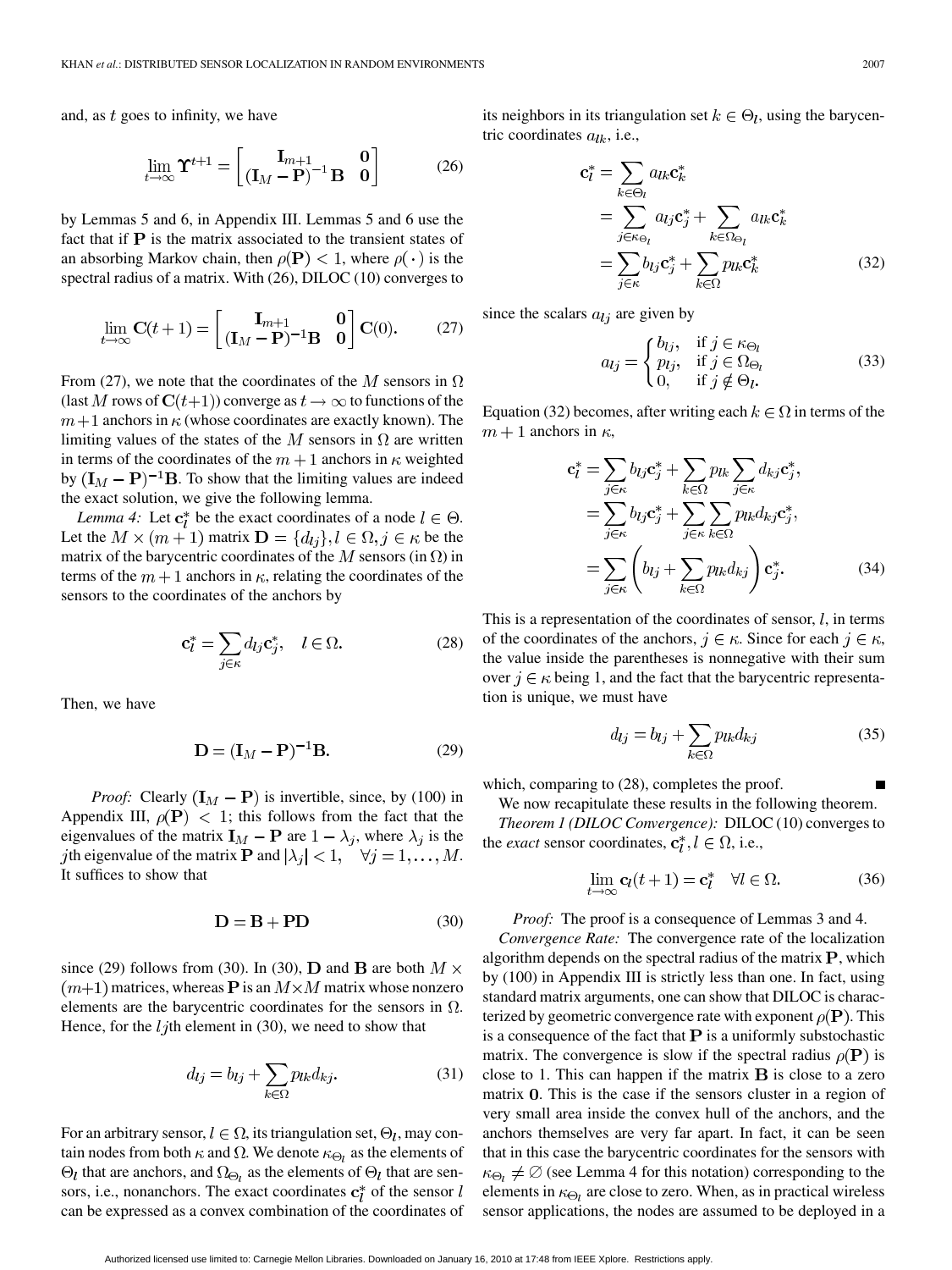and, as $t$ goes to infinity, we have

$$\lim_{t\to\infty} \mathbf{\Upsilon}^{t+1} = \begin{bmatrix} \mathbf{I}_{m+1} & \mathbf{0} \\ (\mathbf{I}_M - \mathbf{P})^{-1}\mathbf{B} & \mathbf{0} \end{bmatrix} \tag{26}$$

by Lemmas 5 and 6, in Appendix III. Lemmas 5 and 6 use the fact that if $\mathbf{P}$ is the matrix associated to the transient states of an absorbing Markov chain, then $\rho(\mathbf{P}) < 1$, where $\rho(\cdot)$ is the spectral radius of a matrix. With (26), DILOC (10) converges to

$$\lim_{t\to\infty} \mathbf{C}(t+1) = \begin{bmatrix} \mathbf{I}_{m+1} & \mathbf{0} \\ (\mathbf{I}_M - \mathbf{P})^{-1}\mathbf{B} & \mathbf{0} \end{bmatrix} \mathbf{C}(0). \tag{27}$$

From (27), we note that the coordinates of the $M$ sensors in $\Omega$ (last $M$ rows of $\mathbf{C}(t+1)$) converge as $t \to \infty$ to functions of the $m+1$ anchors in $\kappa$ (whose coordinates are exactly known). The limiting values of the states of the $M$ sensors in $\Omega$ are written in terms of the coordinates of the $m+1$ anchors in $\kappa$ weighted by $(\mathbf{I}_M - \mathbf{P})^{-1}\mathbf{B}$. To show that the limiting values are indeed the exact solution, we give the following lemma.

*Lemma 4:* Let $\mathbf{c}_l^*$ be the exact coordinates of a node $l \in \Theta$. Let the $M \times (m+1)$ matrix $\mathbf{D} = \{d_{lj}\}, l \in \Omega, j \in \kappa$ be the matrix of the barycentric coordinates of the $M$ sensors (in $\Omega$) in terms of the $m+1$ anchors in $\kappa$, relating the coordinates of the sensors to the coordinates of the anchors by

$$\mathbf{c}_l^* = \sum_{j\in\kappa} d_{lj}\mathbf{c}_j^*, \quad l \in \Omega. \tag{28}$$

Then, we have

$$\mathbf{D} = (\mathbf{I}_M - \mathbf{P})^{-1}\mathbf{B}. \tag{29}$$

*Proof:* Clearly $(\mathbf{I}_M - \mathbf{P})$ is invertible, since, by (100) in Appendix III, $\rho(\mathbf{P}) < 1$; this follows from the fact that the eigenvalues of the matrix $\mathbf{I}_M - \mathbf{P}$ are $1 - \lambda_j$, where $\lambda_j$ is the $j$th eigenvalue of the matrix $\mathbf{P}$ and $|\lambda_j| < 1, \quad \forall j = 1, \ldots, M$. It suffices to show that

$$\mathbf{D} = \mathbf{B} + \mathbf{P}\mathbf{D} \tag{30}$$

since (29) follows from (30). In (30), $\mathbf{D}$ and $\mathbf{B}$ are both $M \times (m+1)$ matrices, whereas $\mathbf{P}$ is an $M \times M$ matrix whose nonzero elements are the barycentric coordinates for the sensors in $\Omega$. Hence, for the $lj$th element in (30), we need to show that

$$d_{lj} = b_{lj} + \sum_{k\in\Omega} p_{lk} d_{kj}. \tag{31}$$

For an arbitrary sensor, $l \in \Omega$, its triangulation set, $\Theta_l$, may contain nodes from both $\kappa$ and $\Omega$. We denote $\kappa_{\Theta_l}$ as the elements of $\Theta_l$ that are anchors, and $\Omega_{\Theta_l}$ as the elements of $\Theta_l$ that are sensors, i.e., nonanchors. The exact coordinates $\mathbf{c}_l^*$ of the sensor $l$ can be expressed as a convex combination of the coordinates of its neighbors in its triangulation set $k \in \Theta_l$, using the barycentric coordinates $a_{lk}$, i.e.,

$$\begin{aligned} \mathbf{c}_l^* &= \sum_{k\in\Theta_l} a_{lk}\mathbf{c}_k^* \\ &= \sum_{j\in\kappa_{\Theta_l}} a_{lj}\mathbf{c}_j^* + \sum_{k\in\Omega_{\Theta_l}} a_{lk}\mathbf{c}_k^* \\ &= \sum_{j\in\kappa} b_{lj}\mathbf{c}_j^* + \sum_{k\in\Omega} p_{lk}\mathbf{c}_k^* \end{aligned} \tag{32}$$

since the scalars $a_{lj}$ are given by

$$a_{lj} = \begin{cases} b_{lj}, & \text{if } j \in \kappa_{\Theta_l} \\ p_{lj}, & \text{if } j \in \Omega_{\Theta_l} \\ 0, & \text{if } j \notin \Theta_l. \end{cases} \tag{33}$$

Equation (32) becomes, after writing each $k \in \Omega$ in terms of the $m+1$ anchors in $\kappa$,

$$\begin{aligned} \mathbf{c}_l^* &= \sum_{j\in\kappa} b_{lj}\mathbf{c}_j^* + \sum_{k\in\Omega} p_{lk} \sum_{j\in\kappa} d_{kj}\mathbf{c}_j^*, \\ &= \sum_{j\in\kappa} b_{lj}\mathbf{c}_j^* + \sum_{j\in\kappa}\sum_{k\in\Omega} p_{lk} d_{kj}\mathbf{c}_j^*, \\ &= \sum_{j\in\kappa} \left( b_{lj} + \sum_{k\in\Omega} p_{lk} d_{kj} \right) \mathbf{c}_j^*. \end{aligned} \tag{34}$$

This is a representation of the coordinates of sensor, $l$, in terms of the coordinates of the anchors, $j \in \kappa$. Since for each $j \in \kappa$, the value inside the parentheses is nonnegative with their sum over $j \in \kappa$ being 1, and the fact that the barycentric representation is unique, we must have

$$d_{lj} = b_{lj} + \sum_{k\in\Omega} p_{lk} d_{kj} \tag{35}$$

which, comparing to (28), completes the proof. ■

We now recapitulate these results in the following theorem.

*Theorem 1 (DILOC Convergence):* DILOC (10) converges to the *exact* sensor coordinates, $\mathbf{c}_l^*, l \in \Omega$, i.e.,

$$\lim_{t\to\infty} \mathbf{c}_l(t+1) = \mathbf{c}_l^* \quad \forall l \in \Omega. \tag{36}$$

*Proof:* The proof is a consequence of Lemmas 3 and 4.

*Convergence Rate:* The convergence rate of the localization algorithm depends on the spectral radius of the matrix $\mathbf{P}$, which by (100) in Appendix III is strictly less than one. In fact, using standard matrix arguments, one can show that DILOC is characterized by geometric convergence rate with exponent $\rho(\mathbf{P})$. This is a consequence of the fact that $\mathbf{P}$ is a uniformly substochastic matrix. The convergence is slow if the spectral radius $\rho(\mathbf{P})$ is close to 1. This can happen if the matrix $\mathbf{B}$ is close to a zero matrix $\mathbf{0}$. This is the case if the sensors cluster in a region of very small area inside the convex hull of the anchors, and the anchors themselves are very far apart. In fact, it can be seen that in this case the barycentric coordinates for the sensors with $\kappa_{\Theta_l} \neq \emptyset$ (see Lemma 4 for this notation) corresponding to the elements in $\kappa_{\Theta_l}$ are close to zero. When, as in practical wireless sensor applications, the nodes are assumed to be deployed in a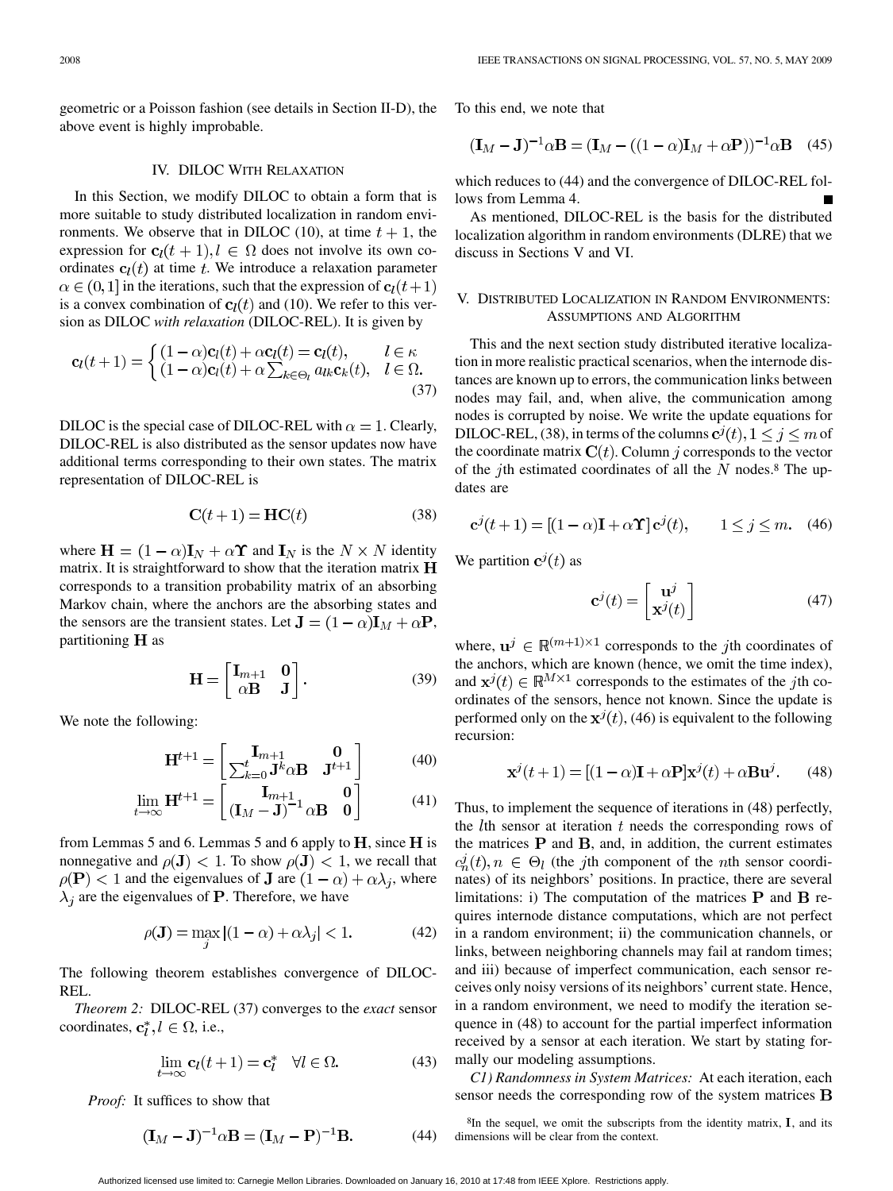geometric or a Poisson fashion (see details in Section II-D), the above event is highly improbable.

## IV. DILOC WITH RELAXATION

In this Section, we modify DILOC to obtain a form that is more suitable to study distributed localization in random environments. We observe that in DILOC (10), at time $t+1$, the expression for $\mathbf{c}_l(t+1), l \in \Omega$ does not involve its own coordinates $\mathbf{c}_l(t)$ at time $t$. We introduce a relaxation parameter $\alpha \in (0,1]$ in the iterations, such that the expression of $\mathbf{c}_l(t+1)$ is a convex combination of $\mathbf{c}_l(t)$ and (10). We refer to this version as DILOC *with relaxation* (DILOC-REL). It is given by

$$\mathbf{c}_l(t+1) = \begin{cases} (1-\alpha)\mathbf{c}_l(t) + \alpha\mathbf{c}_l(t) = \mathbf{c}_l(t), & l \in \kappa \\ (1-\alpha)\mathbf{c}_l(t) + \alpha\sum_{k\in\Theta_l} a_{lk}\mathbf{c}_k(t), & l \in \Omega. \end{cases} \tag{37}$$

DILOC is the special case of DILOC-REL with $\alpha = 1$. Clearly, DILOC-REL is also distributed as the sensor updates now have additional terms corresponding to their own states. The matrix representation of DILOC-REL is

$$\mathbf{C}(t+1) = \mathbf{H}\mathbf{C}(t) \tag{38}$$

where $\mathbf{H} = (1-\alpha)\mathbf{I}_N + \alpha\mathbf{\Upsilon}$ and $\mathbf{I}_N$ is the $N \times N$ identity matrix. It is straightforward to show that the iteration matrix $\mathbf{H}$ corresponds to a transition probability matrix of an absorbing Markov chain, where the anchors are the absorbing states and the sensors are the transient states. Let $\mathbf{J} = (1-\alpha)\mathbf{I}_M + \alpha\mathbf{P}$, partitioning $\mathbf{H}$ as

$$\mathbf{H} = \begin{bmatrix} \mathbf{I}_{m+1} & \mathbf{0} \\ \alpha\mathbf{B} & \mathbf{J} \end{bmatrix}. \tag{39}$$

We note the following:

$$\mathbf{H}^{t+1} = \begin{bmatrix} \mathbf{I}_{m+1} & \mathbf{0} \\ \sum_{k=0}^{t}\mathbf{J}^k\alpha\mathbf{B} & \mathbf{J}^{t+1} \end{bmatrix} \tag{40}$$

$$\lim_{t\to\infty}\mathbf{H}^{t+1} = \begin{bmatrix} \mathbf{I}_{m+1} & \mathbf{0} \\ (\mathbf{I}_M - \mathbf{J})^{-1}\alpha\mathbf{B} & \mathbf{0} \end{bmatrix} \tag{41}$$

from Lemmas 5 and 6. Lemmas 5 and 6 apply to $\mathbf{H}$, since $\mathbf{H}$ is nonnegative and $\rho(\mathbf{J}) < 1$. To show $\rho(\mathbf{J}) < 1$, we recall that $\rho(\mathbf{P}) < 1$ and the eigenvalues of $\mathbf{J}$ are $(1-\alpha) + \alpha\lambda_j$, where $\lambda_j$ are the eigenvalues of $\mathbf{P}$. Therefore, we have

$$\rho(\mathbf{J}) = \max_j |(1-\alpha) + \alpha\lambda_j| < 1. \tag{42}$$

The following theorem establishes convergence of DILOC-REL.

*Theorem 2:* DILOC-REL (37) converges to the *exact* sensor coordinates, $\mathbf{c}_l^*, l \in \Omega$, i.e.,

$$\lim_{t\to\infty}\mathbf{c}_l(t+1) = \mathbf{c}_l^* \quad \forall l \in \Omega. \tag{43}$$

*Proof:* It suffices to show that

$$(\mathbf{I}_M - \mathbf{J})^{-1}\alpha\mathbf{B} = (\mathbf{I}_M - \mathbf{P})^{-1}\mathbf{B}. \tag{44}$$

To this end, we note that

$$(\mathbf{I}_M - \mathbf{J})^{-1}\alpha\mathbf{B} = (\mathbf{I}_M - ((1-\alpha)\mathbf{I}_M + \alpha\mathbf{P}))^{-1}\alpha\mathbf{B} \tag{45}$$

which reduces to (44) and the convergence of DILOC-REL follows from Lemma 4. ■

As mentioned, DILOC-REL is the basis for the distributed localization algorithm in random environments (DLRE) that we discuss in Sections V and VI.

## V. DISTRIBUTED LOCALIZATION IN RANDOM ENVIRONMENTS: ASSUMPTIONS AND ALGORITHM

This and the next section study distributed iterative localization in more realistic practical scenarios, when the internode distances are known up to errors, the communication links between nodes may fail, and, when alive, the communication among nodes is corrupted by noise. We write the update equations for DILOC-REL, (38), in terms of the columns $\mathbf{c}^j(t), 1 \leq j \leq m$ of the coordinate matrix $\mathbf{C}(t)$. Column $j$ corresponds to the vector of the $j$th estimated coordinates of all the $N$ nodes.[8] The updates are

$$\mathbf{c}^j(t+1) = [(1-\alpha)\mathbf{I} + \alpha\mathbf{\Upsilon}]\,\mathbf{c}^j(t), \qquad 1 \leq j \leq m. \tag{46}$$

We partition $\mathbf{c}^j(t)$ as

$$\mathbf{c}^j(t) = \begin{bmatrix} \mathbf{u}^j \\ \mathbf{x}^j(t) \end{bmatrix} \tag{47}$$

where, $\mathbf{u}^j \in \mathbb{R}^{(m+1)\times 1}$ corresponds to the $j$th coordinates of the anchors, which are known (hence, we omit the time index), and $\mathbf{x}^j(t) \in \mathbb{R}^{M\times 1}$ corresponds to the estimates of the $j$th coordinates of the sensors, hence not known. Since the update is performed only on the $\mathbf{x}^j(t)$, (46) is equivalent to the following recursion:

$$\mathbf{x}^j(t+1) = [(1-\alpha)\mathbf{I} + \alpha\mathbf{P}]\mathbf{x}^j(t) + \alpha\mathbf{B}\mathbf{u}^j. \tag{48}$$

Thus, to implement the sequence of iterations in (48) perfectly, the $l$th sensor at iteration $t$ needs the corresponding rows of the matrices $\mathbf{P}$ and $\mathbf{B}$, and, in addition, the current estimates $c_n^j(t), n \in \Theta_l$ (the $j$th component of the $n$th sensor coordinates) of its neighbors' positions. In practice, there are several limitations: i) The computation of the matrices $\mathbf{P}$ and $\mathbf{B}$ requires internode distance computations, which are not perfect in a random environment; ii) the communication channels, or links, between neighboring channels may fail at random times; and iii) because of imperfect communication, each sensor receives only noisy versions of its neighbors' current state. Hence, in a random environment, we need to modify the iteration sequence in (48) to account for the partial imperfect information received by a sensor at each iteration. We start by stating formally our modeling assumptions.

*C1) Randomness in System Matrices:* At each iteration, each sensor needs the corresponding row of the system matrices $\mathbf{B}$

[8] In the sequel, we omit the subscripts from the identity matrix, $\mathbf{I}$, and its dimensions will be clear from the context.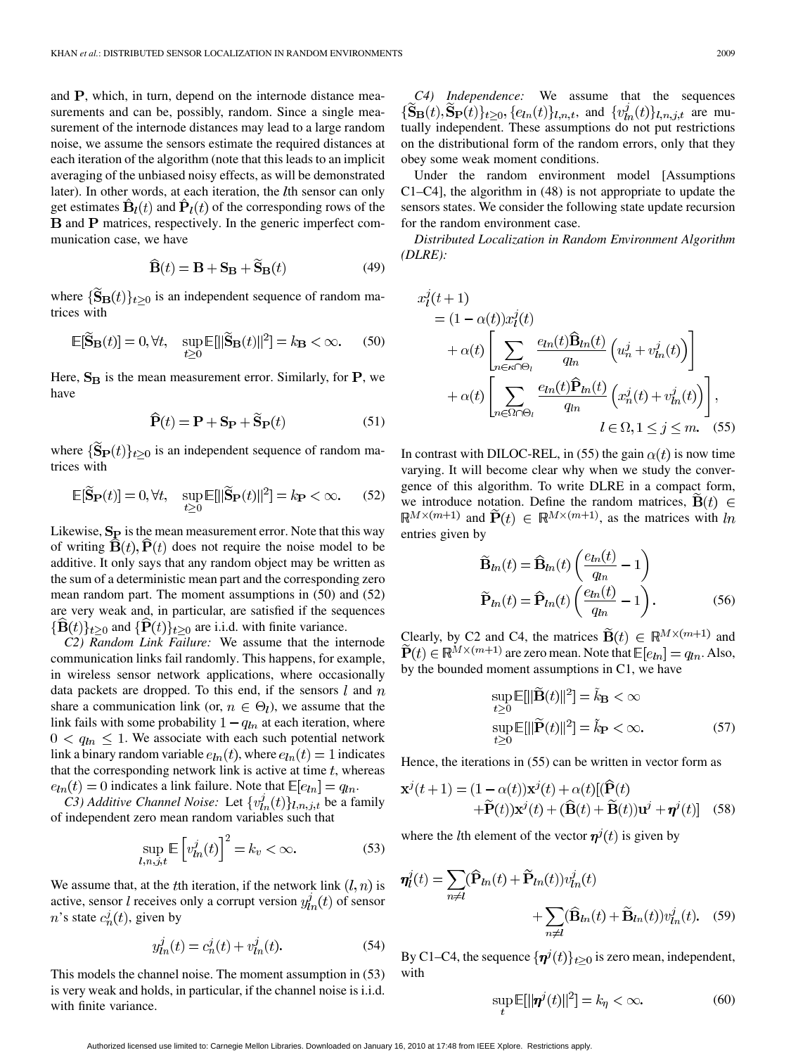and $\mathbf{P}$, which, in turn, depend on the internode distance measurements and can be, possibly, random. Since a single measurement of the internode distances may lead to a large random noise, we assume the sensors estimate the required distances at each iteration of the algorithm (note that this leads to an implicit averaging of the unbiased noisy effects, as will be demonstrated later). In other words, at each iteration, the $l$th sensor can only get estimates $\widehat{\mathbf{B}}_l(t)$ and $\widehat{\mathbf{P}}_l(t)$ of the corresponding rows of the $\mathbf{B}$ and $\mathbf{P}$ matrices, respectively. In the generic imperfect communication case, we have

$$\widehat{\mathbf{B}}(t) = \mathbf{B} + \mathbf{S}_{\mathbf{B}} + \widetilde{\mathbf{S}}_{\mathbf{B}}(t) \tag{49}$$

where $\{\widetilde{\mathbf{S}}_{\mathbf{B}}(t)\}_{t\geq 0}$ is an independent sequence of random matrices with

$$\mathbb{E}[\widetilde{\mathbf{S}}_{\mathbf{B}}(t)] = 0, \forall t, \quad \sup_{t\geq 0} \mathbb{E}[\|\widetilde{\mathbf{S}}_{\mathbf{B}}(t)\|^2] = k_{\mathbf{B}} < \infty. \tag{50}$$

Here, $\mathbf{S}_{\mathbf{B}}$ is the mean measurement error. Similarly, for $\mathbf{P}$, we have

$$\widehat{\mathbf{P}}(t) = \mathbf{P} + \mathbf{S}_{\mathbf{P}} + \widetilde{\mathbf{S}}_{\mathbf{P}}(t) \tag{51}$$

where $\{\widetilde{\mathbf{S}}_{\mathbf{P}}(t)\}_{t\geq 0}$ is an independent sequence of random matrices with

$$\mathbb{E}[\widetilde{\mathbf{S}}_{\mathbf{P}}(t)] = 0, \forall t, \quad \sup_{t\geq 0} \mathbb{E}[\|\widetilde{\mathbf{S}}_{\mathbf{P}}(t)\|^2] = k_{\mathbf{P}} < \infty. \tag{52}$$

Likewise, $\mathbf{S}_{\mathbf{P}}$ is the mean measurement error. Note that this way of writing $\widehat{\mathbf{B}}(t), \widehat{\mathbf{P}}(t)$ does not require the noise model to be additive. It only says that any random object may be written as the sum of a deterministic mean part and the corresponding zero mean random part. The moment assumptions in (50) and (52) are very weak and, in particular, are satisfied if the sequences $\{\widehat{\mathbf{B}}(t)\}_{t\geq 0}$ and $\{\widehat{\mathbf{P}}(t)\}_{t\geq 0}$ are i.i.d. with finite variance.

*C2) Random Link Failure:* We assume that the internode communication links fail randomly. This happens, for example, in wireless sensor network applications, where occasionally data packets are dropped. To this end, if the sensors $l$ and $n$ share a communication link (or, $n \in \Theta_l$), we assume that the link fails with some probability $1 - q_{ln}$ at each iteration, where $0 < q_{ln} \leq 1$. We associate with each such potential network link a binary random variable $e_{ln}(t)$, where $e_{ln}(t) = 1$ indicates that the corresponding network link is active at time $t$, whereas $e_{ln}(t) = 0$ indicates a link failure. Note that $\mathbb{E}[e_{ln}] = q_{ln}$.

*C3) Additive Channel Noise:* Let $\{v_{ln}^j(t)\}_{l,n,j,t}$ be a family of independent zero mean random variables such that

$$\sup_{l,n,j,t} \mathbb{E}\left[v_{ln}^j(t)\right]^2 = k_v < \infty. \tag{53}$$

We assume that, at the $t$th iteration, if the network link $(l, n)$ is active, sensor $l$ receives only a corrupt version $y_{ln}^j(t)$ of sensor $n$'s state $c_n^j(t)$, given by

$$y_{ln}^j(t) = c_n^j(t) + v_{ln}^j(t). \tag{54}$$

This models the channel noise. The moment assumption in (53) is very weak and holds, in particular, if the channel noise is i.i.d. with finite variance.

*C4) Independence:* We assume that the sequences $\{\widetilde{\mathbf{S}}_{\mathbf{B}}(t), \widetilde{\mathbf{S}}_{\mathbf{P}}(t)\}_{t\geq 0}$, $\{e_{ln}(t)\}_{l,n,t}$, and $\{v_{ln}^j(t)\}_{l,n,j,t}$ are mutually independent. These assumptions do not put restrictions on the distributional form of the random errors, only that they obey some weak moment conditions.

Under the random environment model [Assumptions C1–C4], the algorithm in (48) is not appropriate to update the sensors states. We consider the following state update recursion for the random environment case.

*Distributed Localization in Random Environment Algorithm (DLRE):*

$$\begin{aligned}
x_l^j(t+1) &= (1 - \alpha(t))x_l^j(t) \\
&\quad + \alpha(t)\left[\sum_{n\in\kappa\cap\Theta_l} \frac{e_{ln}(t)\widehat{\mathbf{B}}_{ln}(t)}{q_{ln}}\left(u_n^j + v_{ln}^j(t)\right)\right] \\
&\quad + \alpha(t)\left[\sum_{n\in\Omega\cap\Theta_l} \frac{e_{ln}(t)\widehat{\mathbf{P}}_{ln}(t)}{q_{ln}}\left(x_n^j(t) + v_{ln}^j(t)\right)\right], \\
&\qquad\qquad\qquad\qquad l \in \Omega, 1 \leq j \leq m.
\end{aligned} \tag{55}$$

In contrast with DILOC-REL, in (55) the gain $\alpha(t)$ is now time varying. It will become clear why when we study the convergence of this algorithm. To write DLRE in a compact form, we introduce notation. Define the random matrices, $\widetilde{\mathbf{B}}(t) \in \mathbb{R}^{M\times(m+1)}$ and $\widetilde{\mathbf{P}}(t) \in \mathbb{R}^{M\times(m+1)}$, as the matrices with $ln$ entries given by

$$\begin{aligned}
\widetilde{\mathbf{B}}_{ln}(t) &= \widehat{\mathbf{B}}_{ln}(t)\left(\frac{e_{ln}(t)}{q_{ln}} - 1\right) \\
\widetilde{\mathbf{P}}_{ln}(t) &= \widehat{\mathbf{P}}_{ln}(t)\left(\frac{e_{ln}(t)}{q_{ln}} - 1\right).
\end{aligned} \tag{56}$$

Clearly, by C2 and C4, the matrices $\widetilde{\mathbf{B}}(t) \in \mathbb{R}^{M\times(m+1)}$ and $\widetilde{\mathbf{P}}(t) \in \mathbb{R}^{M\times(m+1)}$ are zero mean. Note that $\mathbb{E}[e_{ln}] = q_{ln}$. Also, by the bounded moment assumptions in C1, we have

$$\begin{aligned}
\sup_{t\geq 0} \mathbb{E}[\|\widetilde{\mathbf{B}}(t)\|^2] &= \tilde{k}_{\mathbf{B}} < \infty \\
\sup_{t\geq 0} \mathbb{E}[\|\widetilde{\mathbf{P}}(t)\|^2] &= \tilde{k}_{\mathbf{P}} < \infty.
\end{aligned} \tag{57}$$

Hence, the iterations in (55) can be written in vector form as

$$\begin{aligned}
\mathbf{x}^j(t+1) = (1 - \alpha(t))\mathbf{x}^j(t) + \alpha(t)[(\widehat{\mathbf{P}}(t) \\
+ \widetilde{\mathbf{P}}(t))\mathbf{x}^j(t) + (\widehat{\mathbf{B}}(t) + \widetilde{\mathbf{B}}(t))\mathbf{u}^j + \boldsymbol{\eta}^j(t)]
\end{aligned} \tag{58}$$

where the $l$th element of the vector $\boldsymbol{\eta}^j(t)$ is given by

$$\begin{aligned}
\boldsymbol{\eta}_l^j(t) = \sum_{n\neq l}(\widehat{\mathbf{P}}_{ln}(t) + \widetilde{\mathbf{P}}_{ln}(t))v_{ln}^j(t) \\
+ \sum_{n\neq l}(\widehat{\mathbf{B}}_{ln}(t) + \widetilde{\mathbf{B}}_{ln}(t))v_{ln}^j(t).
\end{aligned} \tag{59}$$

By C1–C4, the sequence $\{\boldsymbol{\eta}^j(t)\}_{t\geq 0}$ is zero mean, independent, with

$$\sup_t \mathbb{E}[\|\boldsymbol{\eta}^j(t)\|^2] = k_\eta < \infty. \tag{60}$$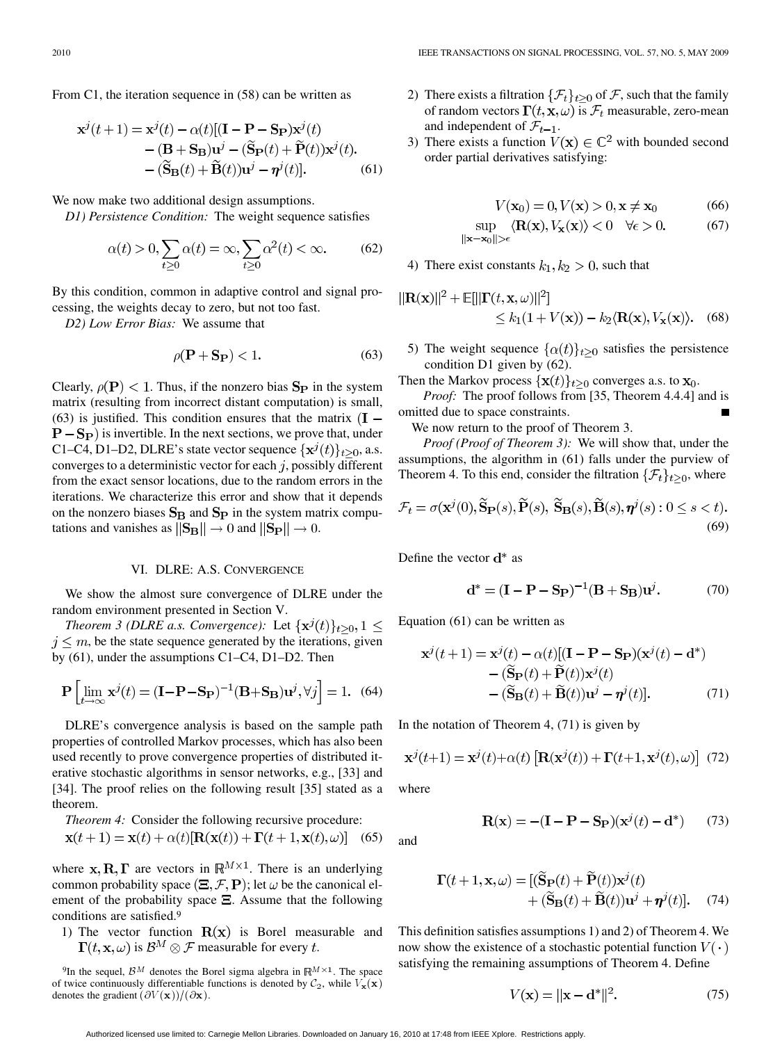From C1, the iteration sequence in (58) can be written as

$$\mathbf{x}^j(t+1) = \mathbf{x}^j(t) - \alpha(t)[(\mathbf{I} - \mathbf{P} - \mathbf{S_P})\mathbf{x}^j(t) - (\mathbf{B} + \mathbf{S_B})\mathbf{u}^j - (\widetilde{\mathbf{S}}_\mathbf{P}(t) + \widetilde{\mathbf{P}}(t))\mathbf{x}^j(t). - (\widetilde{\mathbf{S}}_\mathbf{B}(t) + \widetilde{\mathbf{B}}(t))\mathbf{u}^j - \boldsymbol{\eta}^j(t)]. \quad (61)$$

We now make two additional design assumptions.

*D1) Persistence Condition:* The weight sequence satisfies

$$\alpha(t) > 0, \sum_{t\geq 0} \alpha(t) = \infty, \sum_{t\geq 0} \alpha^2(t) < \infty. \quad (62)$$

By this condition, common in adaptive control and signal processing, the weights decay to zero, but not too fast.

*D2) Low Error Bias:* We assume that

$$\rho(\mathbf{P} + \mathbf{S_P}) < 1. \quad (63)$$

Clearly, $\rho(\mathbf{P}) < 1$. Thus, if the nonzero bias $\mathbf{S_P}$ in the system matrix (resulting from incorrect distant computation) is small, (63) is justified. This condition ensures that the matrix $(\mathbf{I} - \mathbf{P} - \mathbf{S_P})$ is invertible. In the next sections, we prove that, under C1–C4, D1–D2, DLRE's state vector sequence $\{\mathbf{x}^j(t)\}_{t\geq 0}$, a.s. converges to a deterministic vector for each $j$, possibly different from the exact sensor locations, due to the random errors in the iterations. We characterize this error and show that it depends on the nonzero biases $\mathbf{S_B}$ and $\mathbf{S_P}$ in the system matrix computations and vanishes as $\|\mathbf{S_B}\| \to 0$ and $\|\mathbf{S_P}\| \to 0$.

## VI. DLRE: A.S. Convergence

We show the almost sure convergence of DLRE under the random environment presented in Section V.

*Theorem 3 (DLRE a.s. Convergence):* Let $\{\mathbf{x}^j(t)\}_{t\geq 0}, 1 \leq j \leq m$, be the state sequence generated by the iterations, given by (61), under the assumptions C1–C4, D1–D2. Then

$$\mathbf{P}\left[\lim_{t\to\infty} \mathbf{x}^j(t) = (\mathbf{I} - \mathbf{P} - \mathbf{S_P})^{-1}(\mathbf{B} + \mathbf{S_B})\mathbf{u}^j, \forall j\right] = 1. \quad (64)$$

DLRE's convergence analysis is based on the sample path properties of controlled Markov processes, which has also been used recently to prove convergence properties of distributed iterative stochastic algorithms in sensor networks, e.g., [33] and [34]. The proof relies on the following result [35] stated as a theorem.

*Theorem 4:* Consider the following recursive procedure:

$$\mathbf{x}(t+1) = \mathbf{x}(t) + \alpha(t)[\mathbf{R}(\mathbf{x}(t)) + \boldsymbol{\Gamma}(t+1, \mathbf{x}(t), \omega)] \quad (65)$$

where $\mathbf{x}, \mathbf{R}, \boldsymbol{\Gamma}$ are vectors in $\mathbb{R}^{M\times 1}$. There is an underlying common probability space $(\Xi, \mathcal{F}, \mathbf{P})$; let $\omega$ be the canonical element of the probability space $\Xi$. Assume that the following conditions are satisfied.[9]

1) The vector function $\mathbf{R}(\mathbf{x})$ is Borel measurable and $\boldsymbol{\Gamma}(t, \mathbf{x}, \omega)$ is $\mathcal{B}^M \otimes \mathcal{F}$ measurable for every $t$.
2) There exists a filtration $\{\mathcal{F}_t\}_{t\geq 0}$ of $\mathcal{F}$, such that the family of random vectors $\boldsymbol{\Gamma}(t, \mathbf{x}, \omega)$ is $\mathcal{F}_t$ measurable, zero-mean and independent of $\mathcal{F}_{t-1}$.
3) There exists a function $V(\mathbf{x}) \in \mathbb{C}^2$ with bounded second order partial derivatives satisfying:

$$V(\mathbf{x}_0) = 0, V(\mathbf{x}) > 0, \mathbf{x} \neq \mathbf{x}_0 \quad (66)$$

$$\sup_{\|\mathbf{x}-\mathbf{x}_0\| > \epsilon} \langle \mathbf{R}(\mathbf{x}), V_\mathbf{x}(\mathbf{x})\rangle < 0 \quad \forall \epsilon > 0. \quad (67)$$

4) There exist constants $k_1, k_2 > 0$, such that

$$\|\mathbf{R}(\mathbf{x})\|^2 + \mathbb{E}[\|\boldsymbol{\Gamma}(t, \mathbf{x}, \omega)\|^2] \leq k_1(1 + V(\mathbf{x})) - k_2\langle \mathbf{R}(\mathbf{x}), V_\mathbf{x}(\mathbf{x})\rangle. \quad (68)$$

5) The weight sequence $\{\alpha(t)\}_{t\geq 0}$ satisfies the persistence condition D1 given by (62).

Then the Markov process $\{\mathbf{x}(t)\}_{t\geq 0}$ converges a.s. to $\mathbf{x}_0$.

*Proof:* The proof follows from [35, Theorem 4.4.4] and is omitted due to space constraints. ∎

We now return to the proof of Theorem 3.

*Proof (Proof of Theorem 3):* We will show that, under the assumptions, the algorithm in (61) falls under the purview of Theorem 4. To this end, consider the filtration $\{\mathcal{F}_t\}_{t\geq 0}$, where

$$\mathcal{F}_t = \sigma(\mathbf{x}^j(0), \widetilde{\mathbf{S}}_\mathbf{P}(s), \widetilde{\mathbf{P}}(s), \widetilde{\mathbf{S}}_\mathbf{B}(s), \widetilde{\mathbf{B}}(s), \boldsymbol{\eta}^j(s) : 0 \leq s < t). \quad (69)$$

Define the vector $\mathbf{d}^*$ as

$$\mathbf{d}^* = (\mathbf{I} - \mathbf{P} - \mathbf{S_P})^{-1}(\mathbf{B} + \mathbf{S_B})\mathbf{u}^j. \quad (70)$$

Equation (61) can be written as

$$\mathbf{x}^j(t+1) = \mathbf{x}^j(t) - \alpha(t)[(\mathbf{I} - \mathbf{P} - \mathbf{S_P})(\mathbf{x}^j(t) - \mathbf{d}^*) - (\widetilde{\mathbf{S}}_\mathbf{P}(t) + \widetilde{\mathbf{P}}(t))\mathbf{x}^j(t) - (\widetilde{\mathbf{S}}_\mathbf{B}(t) + \widetilde{\mathbf{B}}(t))\mathbf{u}^j - \boldsymbol{\eta}^j(t)]. \quad (71)$$

In the notation of Theorem 4, (71) is given by

$$\mathbf{x}^j(t+1) = \mathbf{x}^j(t) + \alpha(t)\left[\mathbf{R}(\mathbf{x}^j(t)) + \boldsymbol{\Gamma}(t+1, \mathbf{x}^j(t), \omega)\right] \quad (72)$$

where

$$\mathbf{R}(\mathbf{x}) = -(\mathbf{I} - \mathbf{P} - \mathbf{S_P})(\mathbf{x}^j(t) - \mathbf{d}^*) \quad (73)$$

and

$$\boldsymbol{\Gamma}(t+1, \mathbf{x}, \omega) = [(\widetilde{\mathbf{S}}_\mathbf{P}(t) + \widetilde{\mathbf{P}}(t))\mathbf{x}^j(t) + (\widetilde{\mathbf{S}}_\mathbf{B}(t) + \widetilde{\mathbf{B}}(t))\mathbf{u}^j + \boldsymbol{\eta}^j(t)]. \quad (74)$$

This definition satisfies assumptions 1) and 2) of Theorem 4. We now show the existence of a stochastic potential function $V(\cdot)$ satisfying the remaining assumptions of Theorem 4. Define

$$V(\mathbf{x}) = \|\mathbf{x} - \mathbf{d}^*\|^2. \quad (75)$$

[9] In the sequel, $\mathcal{B}^M$ denotes the Borel sigma algebra in $\mathbb{R}^{M\times 1}$. The space of twice continuously differentiable functions is denoted by $\mathcal{C}_2$, while $V_\mathbf{x}(\mathbf{x})$ denotes the gradient $(\partial V(\mathbf{x}))/(\partial \mathbf{x})$.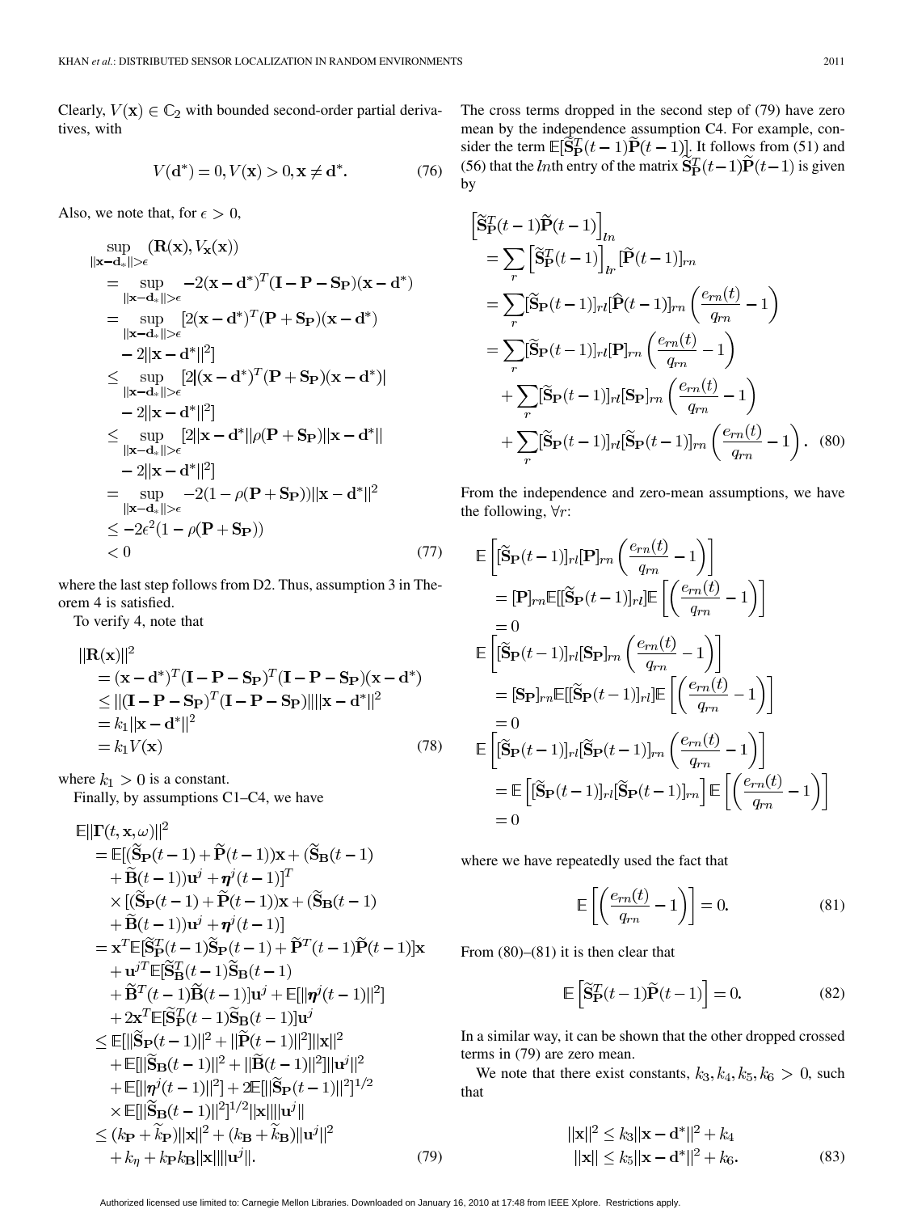Clearly, $V(\mathbf{x}) \in \mathbb{C}_2$ with bounded second-order partial derivatives, with

$$V(\mathbf{d}^*) = 0, V(\mathbf{x}) > 0, \mathbf{x} \neq \mathbf{d}^*. \tag{76}$$

Also, we note that, for $\epsilon > 0$,

$$\begin{aligned}
&\sup_{\|\mathbf{x}-\mathbf{d}_*\|>\epsilon} (\mathbf{R}(\mathbf{x}), V_{\mathbf{x}}(\mathbf{x})) \\
&= \sup_{\|\mathbf{x}-\mathbf{d}_*\|>\epsilon} -2(\mathbf{x}-\mathbf{d}^*)^T(\mathbf{I}-\mathbf{P}-\mathbf{S}_\mathbf{P})(\mathbf{x}-\mathbf{d}^*) \\
&= \sup_{\|\mathbf{x}-\mathbf{d}_*\|>\epsilon} [2(\mathbf{x}-\mathbf{d}^*)^T(\mathbf{P}+\mathbf{S}_\mathbf{P})(\mathbf{x}-\mathbf{d}^*) \\
&\quad - 2\|\mathbf{x}-\mathbf{d}^*\|^2] \\
&\leq \sup_{\|\mathbf{x}-\mathbf{d}_*\|>\epsilon} [2|(\mathbf{x}-\mathbf{d}^*)^T(\mathbf{P}+\mathbf{S}_\mathbf{P})(\mathbf{x}-\mathbf{d}^*)| \\
&\quad - 2\|\mathbf{x}-\mathbf{d}^*\|^2] \\
&\leq \sup_{\|\mathbf{x}-\mathbf{d}_*\|>\epsilon} [2\|\mathbf{x}-\mathbf{d}^*\|\rho(\mathbf{P}+\mathbf{S}_\mathbf{P})\|\mathbf{x}-\mathbf{d}^*\| \\
&\quad - 2\|\mathbf{x}-\mathbf{d}^*\|^2] \\
&= \sup_{\|\mathbf{x}-\mathbf{d}_*\|>\epsilon} -2(1-\rho(\mathbf{P}+\mathbf{S}_\mathbf{P}))\|\mathbf{x}-\mathbf{d}^*\|^2 \\
&\leq -2\epsilon^2(1-\rho(\mathbf{P}+\mathbf{S}_\mathbf{P})) \\
&< 0
\end{aligned} \tag{77}$$

where the last step follows from D2. Thus, assumption 3 in Theorem 4 is satisfied.

To verify 4, note that

$$\begin{aligned}
&\|\mathbf{R}(\mathbf{x})\|^2 \\
&= (\mathbf{x}-\mathbf{d}^*)^T(\mathbf{I}-\mathbf{P}-\mathbf{S}_\mathbf{P})^T(\mathbf{I}-\mathbf{P}-\mathbf{S}_\mathbf{P})(\mathbf{x}-\mathbf{d}^*) \\
&\leq \|(\mathbf{I}-\mathbf{P}-\mathbf{S}_\mathbf{P})^T(\mathbf{I}-\mathbf{P}-\mathbf{S}_\mathbf{P})\|\|\mathbf{x}-\mathbf{d}^*\|^2 \\
&= k_1\|\mathbf{x}-\mathbf{d}^*\|^2 \\
&= k_1 V(\mathbf{x})
\end{aligned} \tag{78}$$

where $k_1 > 0$ is a constant.

Finally, by assumptions C1–C4, we have

$$\begin{aligned}
&\mathbb{E}\|\mathbf{\Gamma}(t,\mathbf{x},\omega)\|^2 \\
&= \mathbb{E}[(\widetilde{\mathbf{S}}_\mathbf{P}(t-1)+\widetilde{\mathbf{P}}(t-1))\mathbf{x}+(\widetilde{\mathbf{S}}_\mathbf{B}(t-1) \\
&\quad +\widetilde{\mathbf{B}}(t-1))\mathbf{u}^j+\boldsymbol{\eta}^j(t-1)]^T \\
&\quad \times[(\widetilde{\mathbf{S}}_\mathbf{P}(t-1)+\widetilde{\mathbf{P}}(t-1))\mathbf{x}+(\widetilde{\mathbf{S}}_\mathbf{B}(t-1) \\
&\quad +\widetilde{\mathbf{B}}(t-1))\mathbf{u}^j+\boldsymbol{\eta}^j(t-1)] \\
&= \mathbf{x}^T\mathbb{E}[\widetilde{\mathbf{S}}_\mathbf{P}^T(t-1)\widetilde{\mathbf{S}}_\mathbf{P}(t-1)+\widetilde{\mathbf{P}}^T(t-1)\widetilde{\mathbf{P}}(t-1)]\mathbf{x} \\
&\quad +\mathbf{u}^{jT}\mathbb{E}[\widetilde{\mathbf{S}}_\mathbf{B}^T(t-1)\widetilde{\mathbf{S}}_\mathbf{B}(t-1) \\
&\quad +\widetilde{\mathbf{B}}^T(t-1)\widetilde{\mathbf{B}}(t-1)]\mathbf{u}^j+\mathbb{E}[\|\boldsymbol{\eta}^j(t-1)\|^2] \\
&\quad +2\mathbf{x}^T\mathbb{E}[\widetilde{\mathbf{S}}_\mathbf{P}^T(t-1)\widetilde{\mathbf{S}}_\mathbf{B}(t-1)]\mathbf{u}^j \\
&\leq \mathbb{E}[\|\widetilde{\mathbf{S}}_\mathbf{P}(t-1)\|^2+\|\widetilde{\mathbf{P}}(t-1)\|^2]\|\mathbf{x}\|^2 \\
&\quad +\mathbb{E}[\|\widetilde{\mathbf{S}}_\mathbf{B}(t-1)\|^2+\|\widetilde{\mathbf{B}}(t-1)\|^2]\|\mathbf{u}^j\|^2 \\
&\quad +\mathbb{E}[\|\boldsymbol{\eta}^j(t-1)\|^2]+2\mathbb{E}[\|\widetilde{\mathbf{S}}_\mathbf{P}(t-1)\|^2]^{1/2} \\
&\quad \times\mathbb{E}[\|\widetilde{\mathbf{S}}_\mathbf{B}(t-1)\|^2]^{1/2}\|\mathbf{x}\|\|\mathbf{u}^j\| \\
&\leq (k_\mathbf{P}+\widetilde{k}_\mathbf{P})\|\mathbf{x}\|^2+(k_\mathbf{B}+\widetilde{k}_\mathbf{B})\|\mathbf{u}^j\|^2 \\
&\quad +k_\eta+k_\mathbf{P}k_\mathbf{B}\|\mathbf{x}\|\|\mathbf{u}^j\|.
\end{aligned} \tag{79}$$

The cross terms dropped in the second step of (79) have zero mean by the independence assumption C4. For example, consider the term $\mathbb{E}[\widetilde{\mathbf{S}}_\mathbf{P}^T(t-1)\widetilde{\mathbf{P}}(t-1)]$. It follows from (51) and (56) that the $ln$th entry of the matrix $\widetilde{\mathbf{S}}_\mathbf{P}^T(t-1)\widetilde{\mathbf{P}}(t-1)$ is given by

$$\begin{aligned}
&\left[\widetilde{\mathbf{S}}_\mathbf{P}^T(t-1)\widetilde{\mathbf{P}}(t-1)\right]_{ln} \\
&= \sum_r \left[\widetilde{\mathbf{S}}_\mathbf{P}^T(t-1)\right]_{lr}[\widetilde{\mathbf{P}}(t-1)]_{rn} \\
&= \sum_r [\widetilde{\mathbf{S}}_\mathbf{P}(t-1)]_{rl}[\widehat{\mathbf{P}}(t-1)]_{rn}\left(\frac{e_{rn}(t)}{q_{rn}}-1\right) \\
&= \sum_r [\widetilde{\mathbf{S}}_\mathbf{P}(t-1)]_{rl}[\mathbf{P}]_{rn}\left(\frac{e_{rn}(t)}{q_{rn}}-1\right) \\
&\quad +\sum_r [\widetilde{\mathbf{S}}_\mathbf{P}(t-1)]_{rl}[\mathbf{S}_\mathbf{P}]_{rn}\left(\frac{e_{rn}(t)}{q_{rn}}-1\right) \\
&\quad +\sum_r [\widetilde{\mathbf{S}}_\mathbf{P}(t-1)]_{rl}[\widetilde{\mathbf{S}}_\mathbf{P}(t-1)]_{rn}\left(\frac{e_{rn}(t)}{q_{rn}}-1\right).
\end{aligned} \tag{80}$$

From the independence and zero-mean assumptions, we have the following, $\forall r$:

$$\begin{aligned}
&\mathbb{E}\left[[\widetilde{\mathbf{S}}_\mathbf{P}(t-1)]_{rl}[\mathbf{P}]_{rn}\left(\frac{e_{rn}(t)}{q_{rn}}-1\right)\right] \\
&\quad = [\mathbf{P}]_{rn}\mathbb{E}[[\widetilde{\mathbf{S}}_\mathbf{P}(t-1)]_{rl}]\mathbb{E}\left[\left(\frac{e_{rn}(t)}{q_{rn}}-1\right)\right] \\
&\quad = 0 \\
&\mathbb{E}\left[[\widetilde{\mathbf{S}}_\mathbf{P}(t-1)]_{rl}[\mathbf{S}_\mathbf{P}]_{rn}\left(\frac{e_{rn}(t)}{q_{rn}}-1\right)\right] \\
&\quad = [\mathbf{S}_\mathbf{P}]_{rn}\mathbb{E}[[\widetilde{\mathbf{S}}_\mathbf{P}(t-1)]_{rl}]\mathbb{E}\left[\left(\frac{e_{rn}(t)}{q_{rn}}-1\right)\right] \\
&\quad = 0 \\
&\mathbb{E}\left[[\widetilde{\mathbf{S}}_\mathbf{P}(t-1)]_{rl}[\widetilde{\mathbf{S}}_\mathbf{P}(t-1)]_{rn}\left(\frac{e_{rn}(t)}{q_{rn}}-1\right)\right] \\
&\quad = \mathbb{E}\left[[\widetilde{\mathbf{S}}_\mathbf{P}(t-1)]_{rl}[\widetilde{\mathbf{S}}_\mathbf{P}(t-1)]_{rn}\right]\mathbb{E}\left[\left(\frac{e_{rn}(t)}{q_{rn}}-1\right)\right] \\
&\quad = 0
\end{aligned}$$

where we have repeatedly used the fact that

$$\mathbb{E}\left[\left(\frac{e_{rn}(t)}{q_{rn}}-1\right)\right] = 0. \tag{81}$$

From (80)–(81) it is then clear that

$$\mathbb{E}\left[\widetilde{\mathbf{S}}_\mathbf{P}^T(t-1)\widetilde{\mathbf{P}}(t-1)\right] = 0. \tag{82}$$

In a similar way, it can be shown that the other dropped crossed terms in (79) are zero mean.

We note that there exist constants, $k_3, k_4, k_5, k_6 > 0$, such that

$$\begin{aligned}
\|\mathbf{x}\|^2 &\leq k_3\|\mathbf{x}-\mathbf{d}^*\|^2+k_4 \\
\|\mathbf{x}\| &\leq k_5\|\mathbf{x}-\mathbf{d}^*\|^2+k_6.
\end{aligned} \tag{83}$$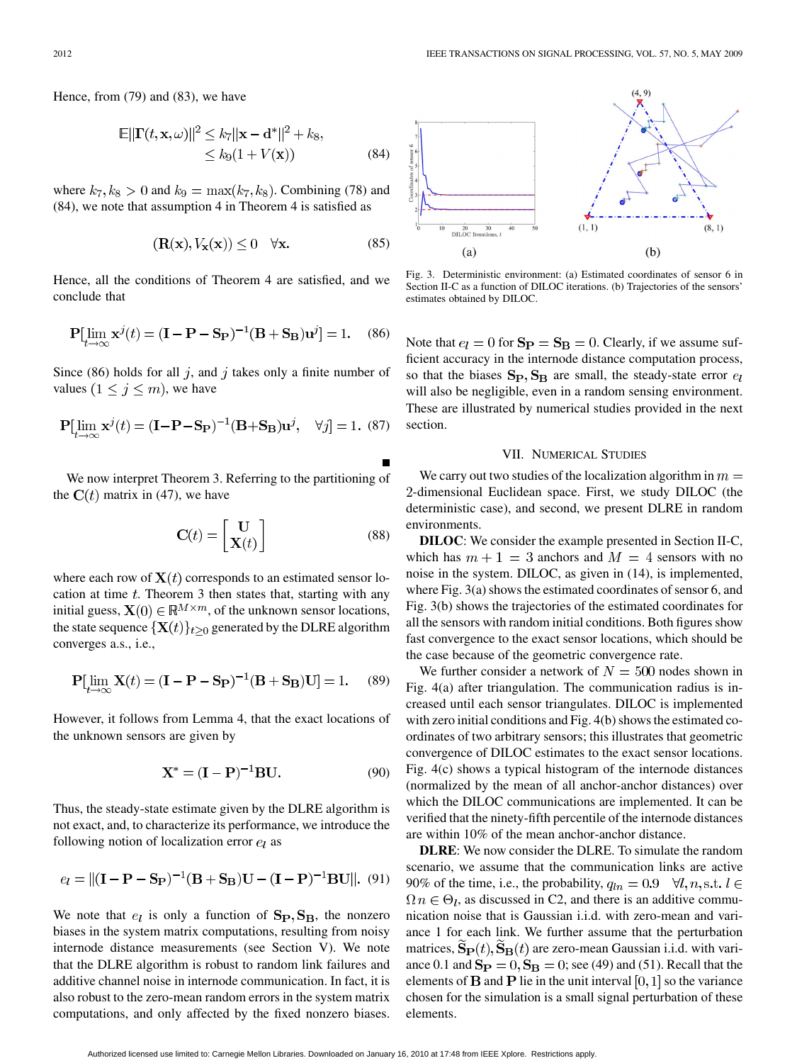Hence, from (79) and (83), we have

$$\mathbb{E}\|\mathbf{\Gamma}(t,\mathbf{x},\omega)\|^2 \leq k_7\|\mathbf{x}-\mathbf{d}^*\|^2 + k_8, \leq k_9(1+V(\mathbf{x})) \quad (84)$$

where $k_7, k_8 > 0$ and $k_9 = \max(k_7, k_8)$. Combining (78) and (84), we note that assumption 4 in Theorem 4 is satisfied as

$$(\mathbf{R}(\mathbf{x}), V_{\mathbf{x}}(\mathbf{x})) \leq 0 \quad \forall \mathbf{x}. \quad (85)$$

Hence, all the conditions of Theorem 4 are satisfied, and we conclude that

$$\mathbf{P}[\lim_{t\to\infty} \mathbf{x}^j(t) = (\mathbf{I}-\mathbf{P}-\mathbf{S_P})^{-1}(\mathbf{B}+\mathbf{S_B})\mathbf{u}^j] = 1. \quad (86)$$

Since (86) holds for all $j$, and $j$ takes only a finite number of values ($1 \leq j \leq m$), we have

$$\mathbf{P}[\lim_{t\to\infty} \mathbf{x}^j(t) = (\mathbf{I}-\mathbf{P}-\mathbf{S_P})^{-1}(\mathbf{B}+\mathbf{S_B})\mathbf{u}^j, \quad \forall j] = 1. \quad (87)$$

∎

We now interpret Theorem 3. Referring to the partitioning of the $\mathbf{C}(t)$ matrix in (47), we have

$$\mathbf{C}(t) = \begin{bmatrix} \mathbf{U} \\ \mathbf{X}(t) \end{bmatrix} \quad (88)$$

where each row of $\mathbf{X}(t)$ corresponds to an estimated sensor location at time $t$. Theorem 3 then states that, starting with any initial guess, $\mathbf{X}(0) \in \mathbb{R}^{M\times m}$, of the unknown sensor locations, the state sequence $\{\mathbf{X}(t)\}_{t\geq 0}$ generated by the DLRE algorithm converges a.s., i.e.,

$$\mathbf{P}[\lim_{t\to\infty} \mathbf{X}(t) = (\mathbf{I}-\mathbf{P}-\mathbf{S_P})^{-1}(\mathbf{B}+\mathbf{S_B})\mathbf{U}] = 1. \quad (89)$$

However, it follows from Lemma 4, that the exact locations of the unknown sensors are given by

$$\mathbf{X}^* = (\mathbf{I}-\mathbf{P})^{-1}\mathbf{B}\mathbf{U}. \quad (90)$$

Thus, the steady-state estimate given by the DLRE algorithm is not exact, and, to characterize its performance, we introduce the following notion of localization error $e_l$ as

$$e_l = \|(\mathbf{I}-\mathbf{P}-\mathbf{S_P})^{-1}(\mathbf{B}+\mathbf{S_B})\mathbf{U} - (\mathbf{I}-\mathbf{P})^{-1}\mathbf{B}\mathbf{U}\|. \quad (91)$$

We note that $e_l$ is only a function of $\mathbf{S_P}, \mathbf{S_B}$, the nonzero biases in the system matrix computations, resulting from noisy internode distance measurements (see Section V). We note that the DLRE algorithm is robust to random link failures and additive channel noise in internode communication. In fact, it is also robust to the zero-mean random errors in the system matrix computations, and only affected by the fixed nonzero biases.

Fig. 3. Deterministic environment: (a) Estimated coordinates of sensor 6 in Section II-C as a function of DILOC iterations. (b) Trajectories of the sensors' estimates obtained by DILOC.

Note that $e_l = 0$ for $\mathbf{S_P} = \mathbf{S_B} = 0$. Clearly, if we assume sufficient accuracy in the internode distance computation process, so that the biases $\mathbf{S_P}, \mathbf{S_B}$ are small, the steady-state error $e_l$ will also be negligible, even in a random sensing environment. These are illustrated by numerical studies provided in the next section.

## VII. Numerical Studies

We carry out two studies of the localization algorithm in $m = 2$-dimensional Euclidean space. First, we study DILOC (the deterministic case), and second, we present DLRE in random environments.

**DILOC**: We consider the example presented in Section II-C, which has $m+1 = 3$ anchors and $M = 4$ sensors with no noise in the system. DILOC, as given in (14), is implemented, where Fig. 3(a) shows the estimated coordinates of sensor 6, and Fig. 3(b) shows the trajectories of the estimated coordinates for all the sensors with random initial conditions. Both figures show fast convergence to the exact sensor locations, which should be the case because of the geometric convergence rate.

We further consider a network of $N = 500$ nodes shown in Fig. 4(a) after triangulation. The communication radius is increased until each sensor triangulates. DILOC is implemented with zero initial conditions and Fig. 4(b) shows the estimated coordinates of two arbitrary sensors; this illustrates that geometric convergence of DILOC estimates to the exact sensor locations. Fig. 4(c) shows a typical histogram of the internode distances (normalized by the mean of all anchor-anchor distances) over which the DILOC communications are implemented. It can be verified that the ninety-fifth percentile of the internode distances are within 10% of the mean anchor-anchor distance.

**DLRE**: We now consider the DLRE. To simulate the random scenario, we assume that the communication links are active 90% of the time, i.e., the probability, $q_{ln} = 0.9 \quad \forall l, n, \text{s.t. } l \in \Omega n \in \Theta_l$, as discussed in C2, and there is an additive communication noise that is Gaussian i.i.d. with zero-mean and variance 1 for each link. We further assume that the perturbation matrices, $\widetilde{\mathbf{S}}_{\mathbf{P}}(t), \widetilde{\mathbf{S}}_{\mathbf{B}}(t)$ are zero-mean Gaussian i.i.d. with variance 0.1 and $\mathbf{S_P} = 0, \mathbf{S_B} = 0$; see (49) and (51). Recall that the elements of $\mathbf{B}$ and $\mathbf{P}$ lie in the unit interval $[0, 1]$ so the variance chosen for the simulation is a small signal perturbation of these elements.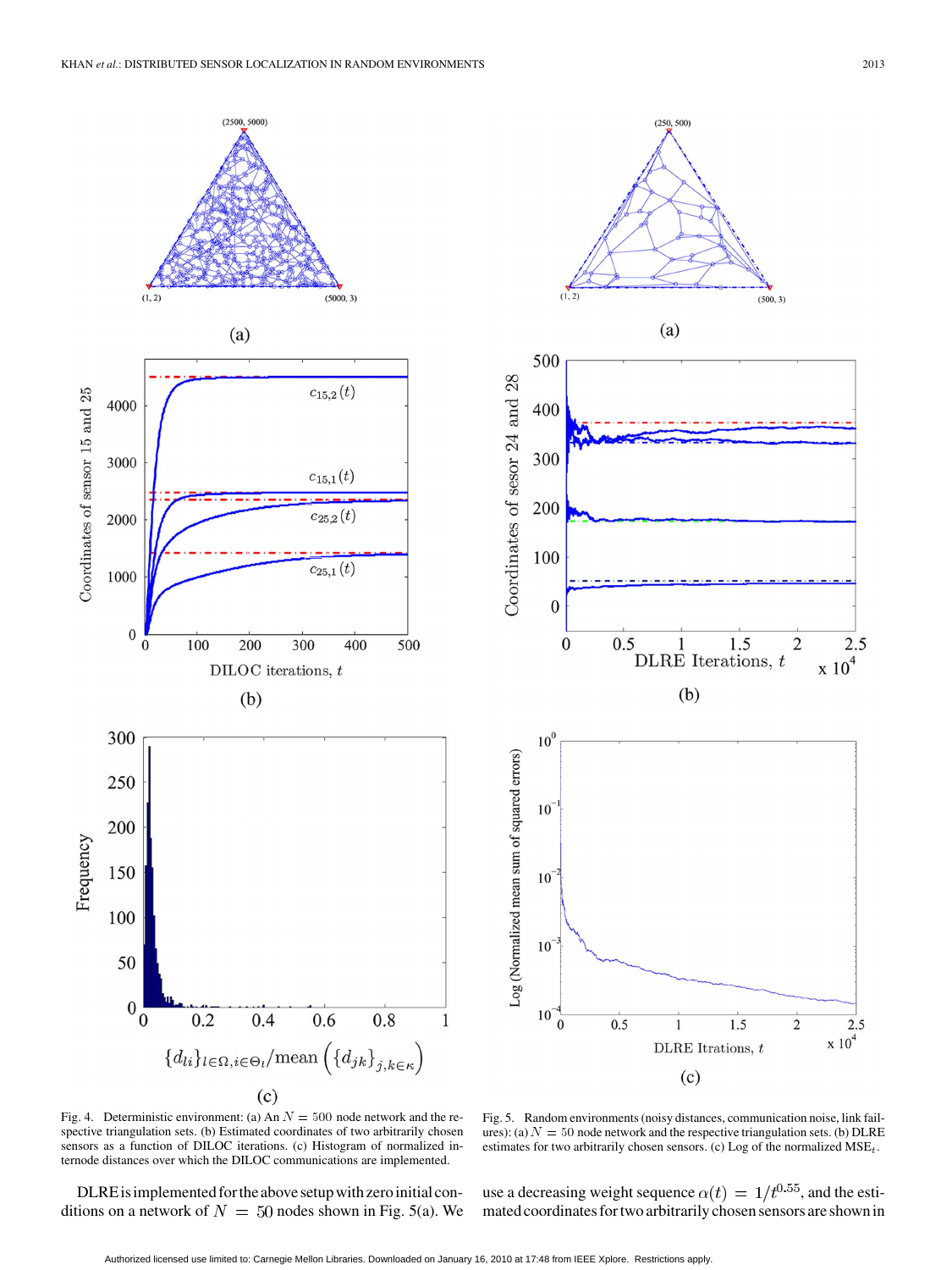Fig. 4. Deterministic environment: (a) An $N = 500$ node network and the respective triangulation sets. (b) Estimated coordinates of two arbitrarily chosen sensors as a function of DILOC iterations. (c) Histogram of normalized internode distances over which the DILOC communications are implemented.

Fig. 5. Random environments (noisy distances, communication noise, link failures): (a) $N = 50$ node network and the respective triangulation sets. (b) DLRE estimates for two arbitrarily chosen sensors. (c) Log of the normalized $\mathrm{MSE}_t$.

DLRE is implemented for the above setup with zero initial conditions on a network of $N = 50$ nodes shown in Fig. 5(a). We use a decreasing weight sequence $\alpha(t) = 1/t^{0.55}$, and the estimated coordinates for two arbitrarily chosen sensors are shown in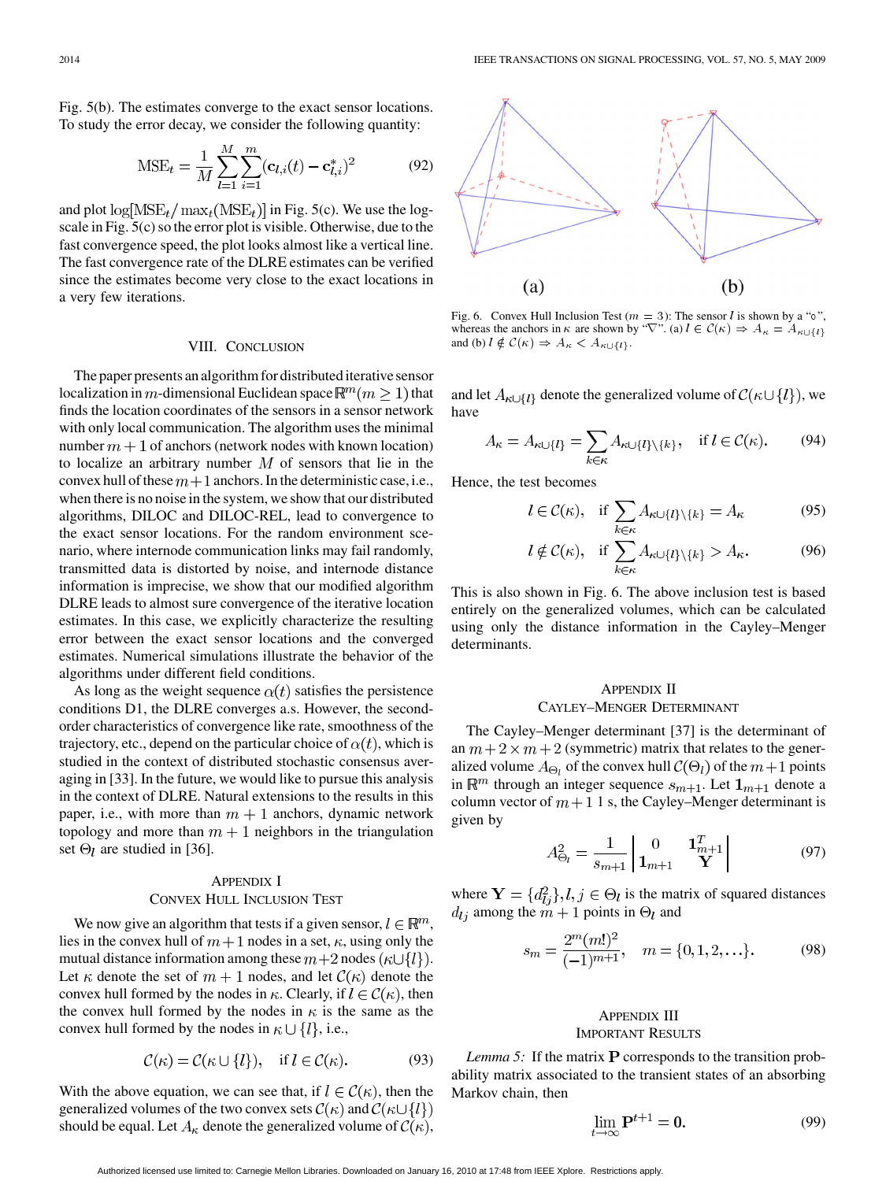Fig. 5(b). The estimates converge to the exact sensor locations. To study the error decay, we consider the following quantity:

$$\mathrm{MSE}_t = \frac{1}{M}\sum_{l=1}^{M}\sum_{i=1}^{m}(\mathbf{c}_{l,i}(t) - \mathbf{c}^*_{l,i})^2 \tag{92}$$

and plot $\log[\mathrm{MSE}_t/\max_t(\mathrm{MSE}_t)]$ in Fig. 5(c). We use the log-scale in Fig. 5(c) so the error plot is visible. Otherwise, due to the fast convergence speed, the plot looks almost like a vertical line. The fast convergence rate of the DLRE estimates can be verified since the estimates become very close to the exact locations in a very few iterations.

## VIII. Conclusion

The paper presents an algorithm for distributed iterative sensor localization in $m$-dimensional Euclidean space $\mathbb{R}^m (m \geq 1)$ that finds the location coordinates of the sensors in a sensor network with only local communication. The algorithm uses the minimal number $m+1$ of anchors (network nodes with known location) to localize an arbitrary number $M$ of sensors that lie in the convex hull of these $m+1$ anchors. In the deterministic case, i.e., when there is no noise in the system, we show that our distributed algorithms, DILOC and DILOC-REL, lead to convergence to the exact sensor locations. For the random environment scenario, where internode communication links may fail randomly, transmitted data is distorted by noise, and internode distance information is imprecise, we show that our modified algorithm DLRE leads to almost sure convergence of the iterative location estimates. In this case, we explicitly characterize the resulting error between the exact sensor locations and the converged estimates. Numerical simulations illustrate the behavior of the algorithms under different field conditions.

As long as the weight sequence $\alpha(t)$ satisfies the persistence conditions D1, the DLRE converges a.s. However, the second-order characteristics of convergence like rate, smoothness of the trajectory, etc., depend on the particular choice of $\alpha(t)$, which is studied in the context of distributed stochastic consensus averaging in [33]. In the future, we would like to pursue this analysis in the context of DLRE. Natural extensions to the results in this paper, i.e., with more than $m+1$ anchors, dynamic network topology and more than $m+1$ neighbors in the triangulation set $\Theta_l$ are studied in [36].

## Appendix I
## Convex Hull Inclusion Test

We now give an algorithm that tests if a given sensor, $l \in \mathbb{R}^m$, lies in the convex hull of $m+1$ nodes in a set, $\kappa$, using only the mutual distance information among these $m+2$ nodes $(\kappa \cup \{l\})$. Let $\kappa$ denote the set of $m+1$ nodes, and let $\mathcal{C}(\kappa)$ denote the convex hull formed by the nodes in $\kappa$. Clearly, if $l \in \mathcal{C}(\kappa)$, then the convex hull formed by the nodes in $\kappa$ is the same as the convex hull formed by the nodes in $\kappa \cup \{l\}$, i.e.,

$$\mathcal{C}(\kappa) = \mathcal{C}(\kappa \cup \{l\}), \quad \text{if } l \in \mathcal{C}(\kappa). \tag{93}$$

With the above equation, we can see that, if $l \in \mathcal{C}(\kappa)$, then the generalized volumes of the two convex sets $\mathcal{C}(\kappa)$ and $\mathcal{C}(\kappa \cup \{l\})$ should be equal. Let $A_\kappa$ denote the generalized volume of $\mathcal{C}(\kappa)$,

Fig. 6. Convex Hull Inclusion Test ($m=3$): The sensor $l$ is shown by a "o", whereas the anchors in $\kappa$ are shown by "$\nabla$". (a) $l \in \mathcal{C}(\kappa) \Rightarrow A_\kappa = A_{\kappa\cup\{l\}}$ and (b) $l \notin \mathcal{C}(\kappa) \Rightarrow A_\kappa < A_{\kappa\cup\{l\}}$.

and let $A_{\kappa\cup\{l\}}$ denote the generalized volume of $\mathcal{C}(\kappa \cup \{l\})$, we have

$$A_\kappa = A_{\kappa\cup\{l\}} = \sum_{k\in\kappa} A_{\kappa\cup\{l\}\setminus\{k\}}, \quad \text{if } l \in \mathcal{C}(\kappa). \tag{94}$$

Hence, the test becomes

$$l \in \mathcal{C}(\kappa), \quad \text{if } \sum_{k\in\kappa} A_{\kappa\cup\{l\}\setminus\{k\}} = A_\kappa \tag{95}$$

$$l \notin \mathcal{C}(\kappa), \quad \text{if } \sum_{k\in\kappa} A_{\kappa\cup\{l\}\setminus\{k\}} > A_\kappa. \tag{96}$$

This is also shown in Fig. 6. The above inclusion test is based entirely on the generalized volumes, which can be calculated using only the distance information in the Cayley–Menger determinants.

## Appendix II
## Cayley–Menger Determinant

The Cayley–Menger determinant [37] is the determinant of an $m+2 \times m+2$ (symmetric) matrix that relates to the generalized volume $A_{\Theta_l}$ of the convex hull $\mathcal{C}(\Theta_l)$ of the $m+1$ points in $\mathbb{R}^m$ through an integer sequence $s_{m+1}$. Let $\mathbf{1}_{m+1}$ denote a column vector of $m+1$ 1 s, the Cayley–Menger determinant is given by

$$A^2_{\Theta_l} = \frac{1}{s_{m+1}} \begin{vmatrix} 0 & \mathbf{1}^T_{m+1} \\ \mathbf{1}_{m+1} & \mathbf{Y} \end{vmatrix} \tag{97}$$

where $\mathbf{Y} = \{d^2_{lj}\}, l, j \in \Theta_l$ is the matrix of squared distances $d_{lj}$ among the $m+1$ points in $\Theta_l$ and

$$s_m = \frac{2^m (m!)^2}{(-1)^{m+1}}, \quad m = \{0, 1, 2, \ldots\}. \tag{98}$$

## Appendix III
## Important Results

*Lemma 5:* If the matrix $\mathbf{P}$ corresponds to the transition probability matrix associated to the transient states of an absorbing Markov chain, then

$$\lim_{t\to\infty} \mathbf{P}^{t+1} = \mathbf{0}. \tag{99}$$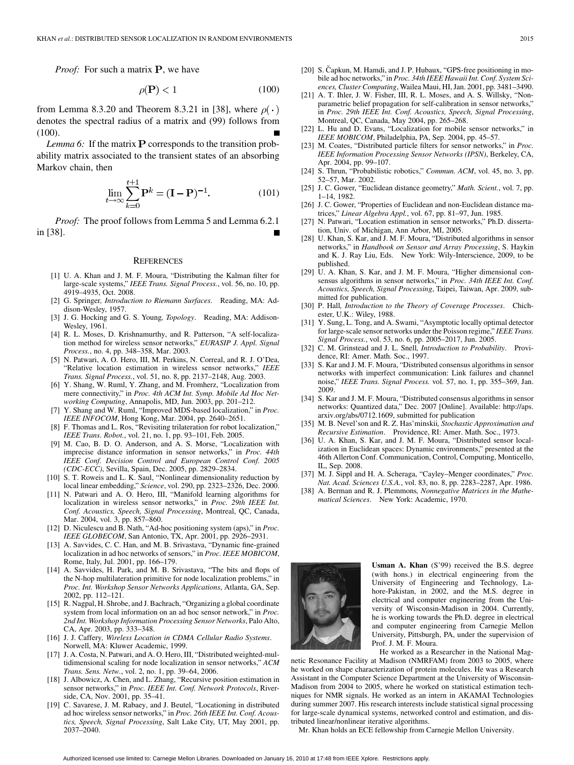*Proof:* For such a matrix $\mathbf{P}$, we have

$$\rho(\mathbf{P}) < 1 \tag{100}$$

from Lemma 8.3.20 and Theorem 8.3.21 in [38], where $\rho(\cdot)$ denotes the spectral radius of a matrix and (99) follows from (100). ■

*Lemma 6:* If the matrix $\mathbf{P}$ corresponds to the transition probability matrix associated to the transient states of an absorbing Markov chain, then

$$\lim_{t\to\infty} \sum_{k=0}^{t+1} \mathbf{P}^k = (\mathbf{I} - \mathbf{P})^{-1}. \tag{101}$$

*Proof:* The proof follows from Lemma 5 and Lemma 6.2.1 in [38]. ■

## REFERENCES

[1] U. A. Khan and J. M. F. Moura, "Distributing the Kalman filter for large-scale systems," *IEEE Trans. Signal Process.*, vol. 56, no. 10, pp. 4919–4935, Oct. 2008.

[2] G. Springer, *Introduction to Riemann Surfaces*. Reading, MA: Addison-Wesley, 1957.

[3] J. G. Hocking and G. S. Young, *Topology*. Reading, MA: Addison-Wesley, 1961.

[4] R. L. Moses, D. Krishnamurthy, and R. Patterson, "A self-localization method for wireless sensor networks," *EURASIP J. Appl. Signal Process.*, no. 4, pp. 348–358, Mar. 2003.

[5] N. Patwari, A. O. Hero, III, M. Perkins, N. Correal, and R. J. O'Dea, "Relative location estimation in wireless sensor networks," *IEEE Trans. Signal Process.*, vol. 51, no. 8, pp. 2137–2148, Aug. 2003.

[6] Y. Shang, W. Ruml, Y. Zhang, and M. Fromherz, "Localization from mere connectivity," in *Proc. 4th ACM Int. Symp. Mobile Ad Hoc Networking Computing*, Annapolis, MD, Jun. 2003, pp. 201–212.

[7] Y. Shang and W. Ruml, "Improved MDS-based localization," in *Proc. IEEE INFOCOM*, Hong Kong, Mar. 2004, pp. 2640–2651.

[8] F. Thomas and L. Ros, "Revisiting trilateration for robot localization," *IEEE Trans. Robot.*, vol. 21, no. 1, pp. 93–101, Feb. 2005.

[9] M. Cao, B. D. O. Anderson, and A. S. Morse, "Localization with imprecise distance information in sensor networks," in *Proc. 44th IEEE Conf. Decision Control and European Control Conf. 2005 (CDC-ECC)*, Sevilla, Spain, Dec. 2005, pp. 2829–2834.

[10] S. T. Roweis and L. K. Saul, "Nonlinear dimensionality reduction by local linear embedding," *Science*, vol. 290, pp. 2323–2326, Dec. 2000.

[11] N. Patwari and A. O. Hero, III, "Manifold learning algorithms for localization in wireless sensor networks," in *Proc. 29th IEEE Int. Conf. Acoustics, Speech, Signal Processing*, Montreal, QC, Canada, Mar. 2004, vol. 3, pp. 857–860.

[12] D. Niculescu and B. Nath, "Ad-hoc positioning system (aps)," in *Proc. IEEE GLOBECOM*, San Antonio, TX, Apr. 2001, pp. 2926–2931.

[13] A. Savvides, C. C. Han, and M. B. Srivastava, "Dynamic fine-grained localization in ad hoc networks of sensors," in *Proc. IEEE MOBICOM*, Rome, Italy, Jul. 2001, pp. 166–179.

[14] A. Savvides, H. Park, and M. B. Srivastava, "The bits and flops of the N-hop multilateration primitive for node localization problems," in *Proc. Int. Workshop Sensor Networks Applications*, Atlanta, GA, Sep. 2002, pp. 112–121.

[15] R. Nagpal, H. Shrobe, and J. Bachrach, "Organizing a global coordinate system from local information on an ad hoc sensor network," in *Proc. 2nd Int. Workshop Information Processing Sensor Networks*, Palo Alto, CA, Apr. 2003, pp. 333–348.

[16] J. J. Caffery, *Wireless Location in CDMA Cellular Radio Systems*. Norwell, MA: Kluwer Academic, 1999.

[17] J. A. Costa, N. Patwari, and A. O. Hero, III, "Distributed weighted-multidimensional scaling for node localization in sensor networks," *ACM Trans. Sens. Netw.*, vol. 2, no. 1, pp. 39–64, 2006.

[18] J. Albowicz, A. Chen, and L. Zhang, "Recursive position estimation in sensor networks," in *Proc. IEEE Int. Conf. Network Protocols*, Riverside, CA, Nov. 2001, pp. 35–41.

[19] C. Savarese, J. M. Rabaey, and J. Beutel, "Locationing in distributed ad hoc wireless sensor networks," in *Proc. 26th IEEE Int. Conf. Acoustics, Speech, Signal Processing*, Salt Lake City, UT, May 2001, pp. 2037–2040.

[20] S. Čapkun, M. Hamdi, and J. P. Hubaux, "GPS-free positioning in mobile ad hoc networks," in *Proc. 34th IEEE Hawaii Int. Conf. System Sciences, Cluster Computing*, Wailea Maui, HI, Jan. 2001, pp. 3481–3490.

[21] A. T. Ihler, J. W. Fisher, III, R. L. Moses, and A. S. Willsky, "Nonparametric belief propagation for self-calibration in sensor networks," in *Proc. 29th IEEE Int. Conf. Acoustics, Speech, Signal Processing*, Montreal, QC, Canada, May 2004, pp. 265–268.

[22] L. Hu and D. Evans, "Localization for mobile sensor networks," in *IEEE MOBICOM*, Philadelphia, PA, Sep. 2004, pp. 45–57.

[23] M. Coates, "Distributed particle filters for sensor networks," in *Proc. IEEE Information Processing Sensor Networks (IPSN)*, Berkeley, CA, Apr. 2004, pp. 99–107.

[24] S. Thrun, "Probabilistic robotics," *Commun. ACM*, vol. 45, no. 3, pp. 52–57, Mar. 2002.

[25] J. C. Gower, "Euclidean distance geometry," *Math. Scient.*, vol. 7, pp. 1–14, 1982.

[26] J. C. Gower, "Properties of Euclidean and non-Euclidean distance matrices," *Linear Algebra Appl.*, vol. 67, pp. 81–97, Jun. 1985.

[27] N. Patwari, "Location estimation in sensor networks," Ph.D. dissertation, Univ. of Michigan, Ann Arbor, MI, 2005.

[28] U. Khan, S. Kar, and J. M. F. Moura, "Distributed algorithms in sensor networks," in *Handbook on Sensor and Array Processing*, S. Haykin and K. J. Ray Liu, Eds. New York: Wily-Interscience, 2009, to be published.

[29] U. A. Khan, S. Kar, and J. M. F. Moura, "Higher dimensional consensus algorithms in sensor networks," in *Proc. 34th IEEE Int. Conf. Acoustics, Speech, Signal Processing*, Taipei, Taiwan, Apr. 2009, submitted for publication.

[30] P. Hall, *Introduction to the Theory of Coverage Processes*. Chichester, U.K.: Wiley, 1988.

[31] Y. Sung, L. Tong, and A. Swami, "Asymptotic locally optimal detector for large-scale sensor networks under the Poisson regime," *IEEE Trans. Signal Process.*, vol. 53, no. 6, pp. 2005–2017, Jun. 2005.

[32] C. M. Grinstead and J. L. Snell, *Introduction to Probability*. Providence, RI: Amer. Math. Soc., 1997.

[33] S. Kar and J. M. F. Moura, "Distributed consensus algorithms in sensor networks with imperfect communication: Link failures and channel noise," *IEEE Trans. Signal Process.* vol. 57, no. 1, pp. 355–369, Jan. 2009.

[34] S. Kar and J. M. F. Moura, "Distributed consensus algorithms in sensor networks: Quantized data," Dec. 2007 [Online]. Available: http://aps.arxiv.org/abs/0712.1609, submitted for publication

[35] M. B. Nevel'son and R. Z. Has'minskii, *Stochastic Approximation and Recursive Estimation*. Providence, RI: Amer. Math. Soc., 1973.

[36] U. A. Khan, S. Kar, and J. M. F. Moura, "Distributed sensor localization in Euclidean spaces: Dynamic environments," presented at the 46th Allerton Conf. Communication, Control, Computing, Monticello, IL, Sep. 2008.

[37] M. J. Sippl and H. A. Scheraga, "Cayley–Menger coordinates," *Proc. Nat. Acad. Sciences U.S.A.*, vol. 83, no. 8, pp. 2283–2287, Apr. 1986.

[38] A. Berman and R. J. Plemmons, *Nonnegative Matrices in the Mathematical Sciences*. New York: Academic, 1970.

**Usman A. Khan** (S'99) received the B.S. degree (with hons.) in electrical engineering from the University of Engineering and Technology, Lahore-Pakistan, in 2002, and the M.S. degree in electrical and computer engineering from the University of Wisconsin-Madison in 2004. Currently, he is working towards the Ph.D. degree in electrical and computer engineering from Carnegie Mellon University, Pittsburgh, PA, under the supervision of Prof. J. M. F. Moura.

He worked as a Researcher in the National Magnetic Resonance Facility at Madison (NMRFAM) from 2003 to 2005, where he worked on shape characterization of protein molecules. He was a Research Assistant in the Computer Science Department at the University of Wisconsin-Madison from 2004 to 2005, where he worked on statistical estimation techniques for NMR signals. He worked as an intern in AKAMAI Technologies during summer 2007. His research interests include statistical signal processing for large-scale dynamical systems, networked control and estimation, and distributed linear/nonlinear iterative algorithms.

Mr. Khan holds an ECE fellowship from Carnegie Mellon University.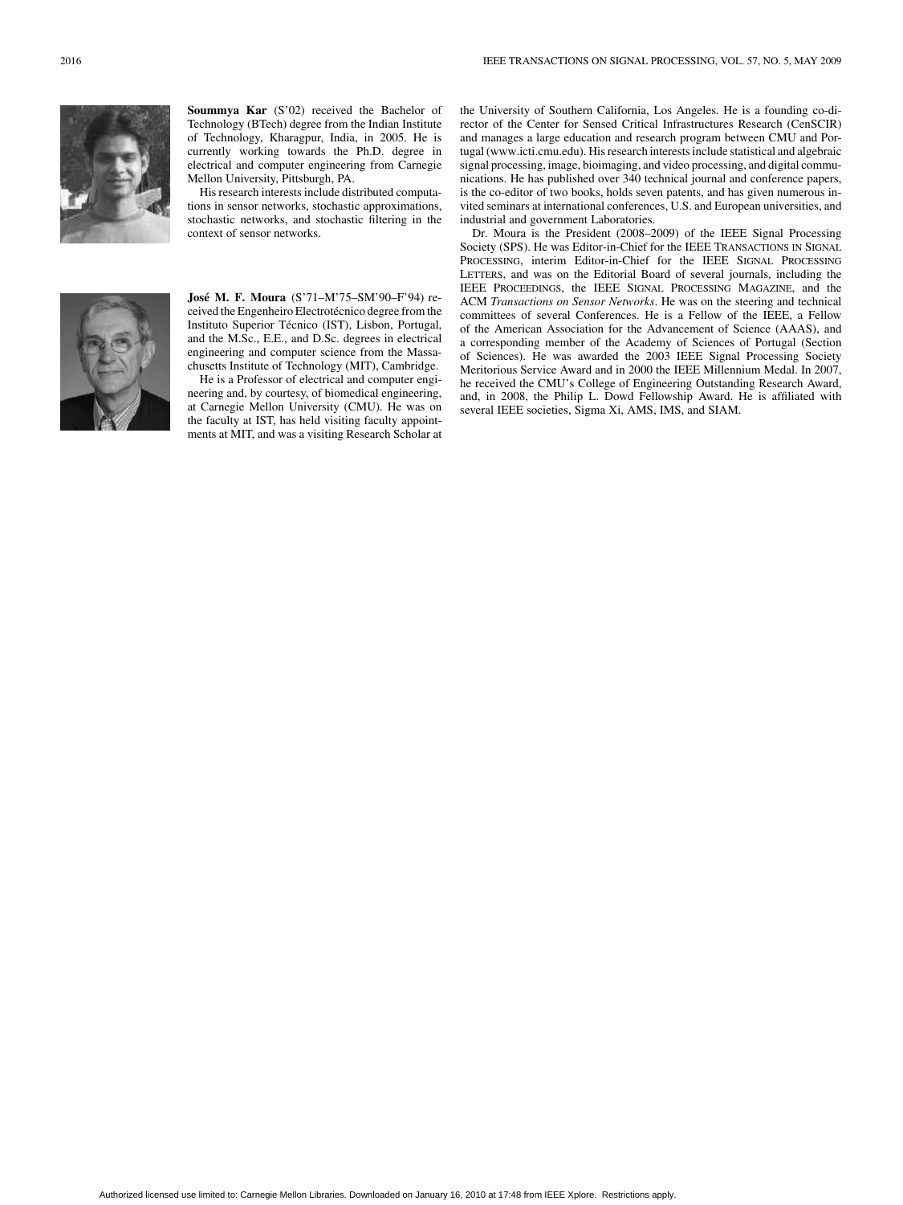**Soummya Kar** (S'02) received the Bachelor of Technology (BTech) degree from the Indian Institute of Technology, Kharagpur, India, in 2005. He is currently working towards the Ph.D. degree in electrical and computer engineering from Carnegie Mellon University, Pittsburgh, PA.

His research interests include distributed computations in sensor networks, stochastic approximations, stochastic networks, and stochastic filtering in the context of sensor networks.

**José M. F. Moura** (S'71–M'75–SM'90–F'94) received the Engenheiro Electrotécnico degree from the Instituto Superior Técnico (IST), Lisbon, Portugal, and the M.Sc., E.E., and D.Sc. degrees in electrical engineering and computer science from the Massachusetts Institute of Technology (MIT), Cambridge.

He is a Professor of electrical and computer engineering and, by courtesy, of biomedical engineering, at Carnegie Mellon University (CMU). He was on the faculty at IST, has held visiting faculty appointments at MIT, and was a visiting Research Scholar at the University of Southern California, Los Angeles. He is a founding co-director of the Center for Sensed Critical Infrastructures Research (CenSCIR) and manages a large education and research program between CMU and Portugal (www.icti.cmu.edu). His research interests include statistical and algebraic signal processing, image, bioimaging, and video processing, and digital communications. He has published over 340 technical journal and conference papers, is the co-editor of two books, holds seven patents, and has given numerous invited seminars at international conferences, U.S. and European universities, and industrial and government Laboratories.

Dr. Moura is the President (2008–2009) of the IEEE Signal Processing Society (SPS). He was Editor-in-Chief for the IEEE TRANSACTIONS IN SIGNAL PROCESSING, interim Editor-in-Chief for the IEEE SIGNAL PROCESSING LETTERS, and was on the Editorial Board of several journals, including the IEEE PROCEEDINGS, the IEEE SIGNAL PROCESSING MAGAZINE, and the ACM *Transactions on Sensor Networks*. He was on the steering and technical committees of several Conferences. He is a Fellow of the IEEE, a Fellow of the American Association for the Advancement of Science (AAAS), and a corresponding member of the Academy of Sciences of Portugal (Section of Sciences). He was awarded the 2003 IEEE Signal Processing Society Meritorious Service Award and in 2000 the IEEE Millennium Medal. In 2007, he received the CMU's College of Engineering Outstanding Research Award, and, in 2008, the Philip L. Dowd Fellowship Award. He is affiliated with several IEEE societies, Sigma Xi, AMS, IMS, and SIAM.